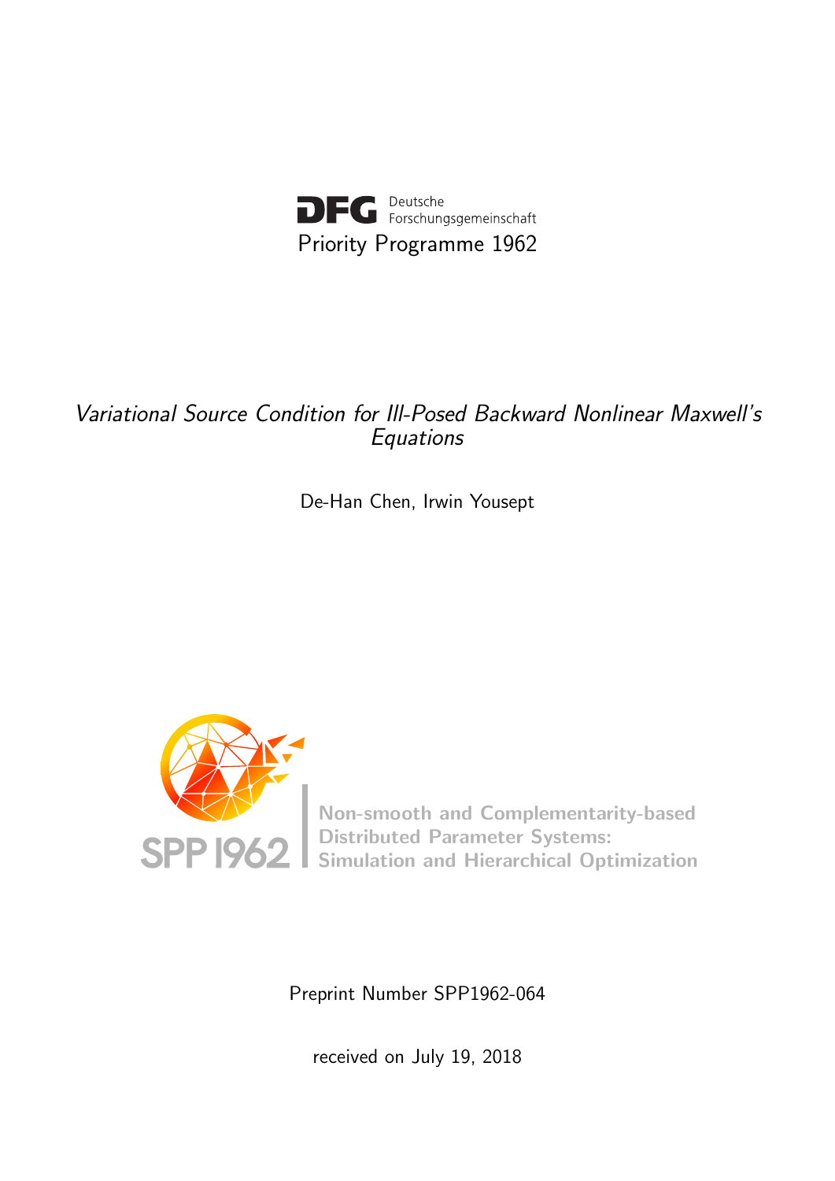Deutsche Forschungsgemeinschaft

Priority Programme 1962

# *Variational Source Condition for Ill-Posed Backward Nonlinear Maxwell's Equations*

De-Han Chen, Irwin Yousept

SPP 1962

Non-smooth and Complementarity-based Distributed Parameter Systems: Simulation and Hierarchical Optimization

Preprint Number SPP1962-064

received on July 19, 2018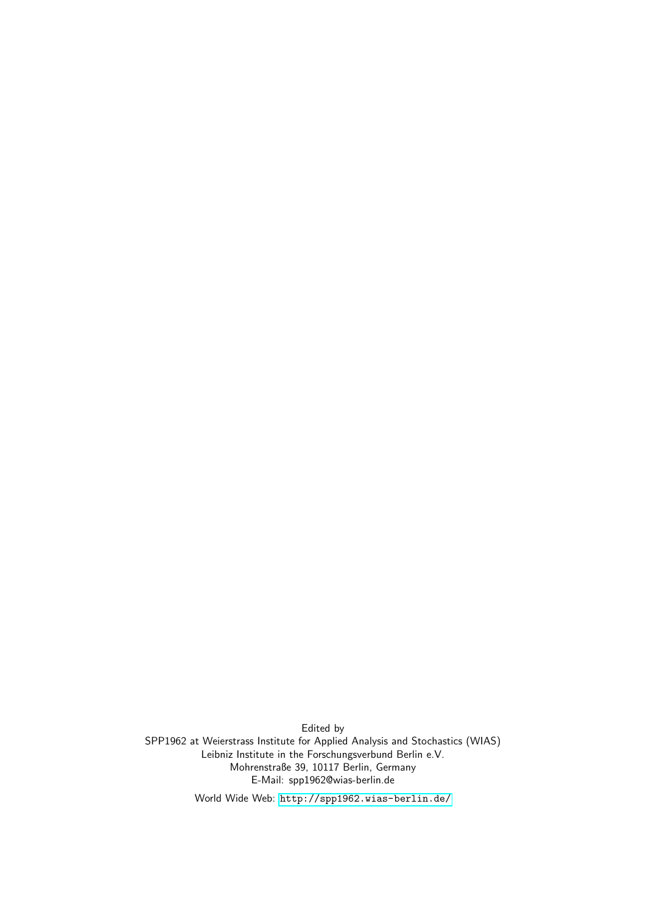Edited by
SPP1962 at Weierstrass Institute for Applied Analysis and Stochastics (WIAS)
Leibniz Institute in the Forschungsverbund Berlin e.V.
Mohrenstraße 39, 10117 Berlin, Germany
E-Mail: spp1962@wias-berlin.de

World Wide Web: http://spp1962.wias-berlin.de/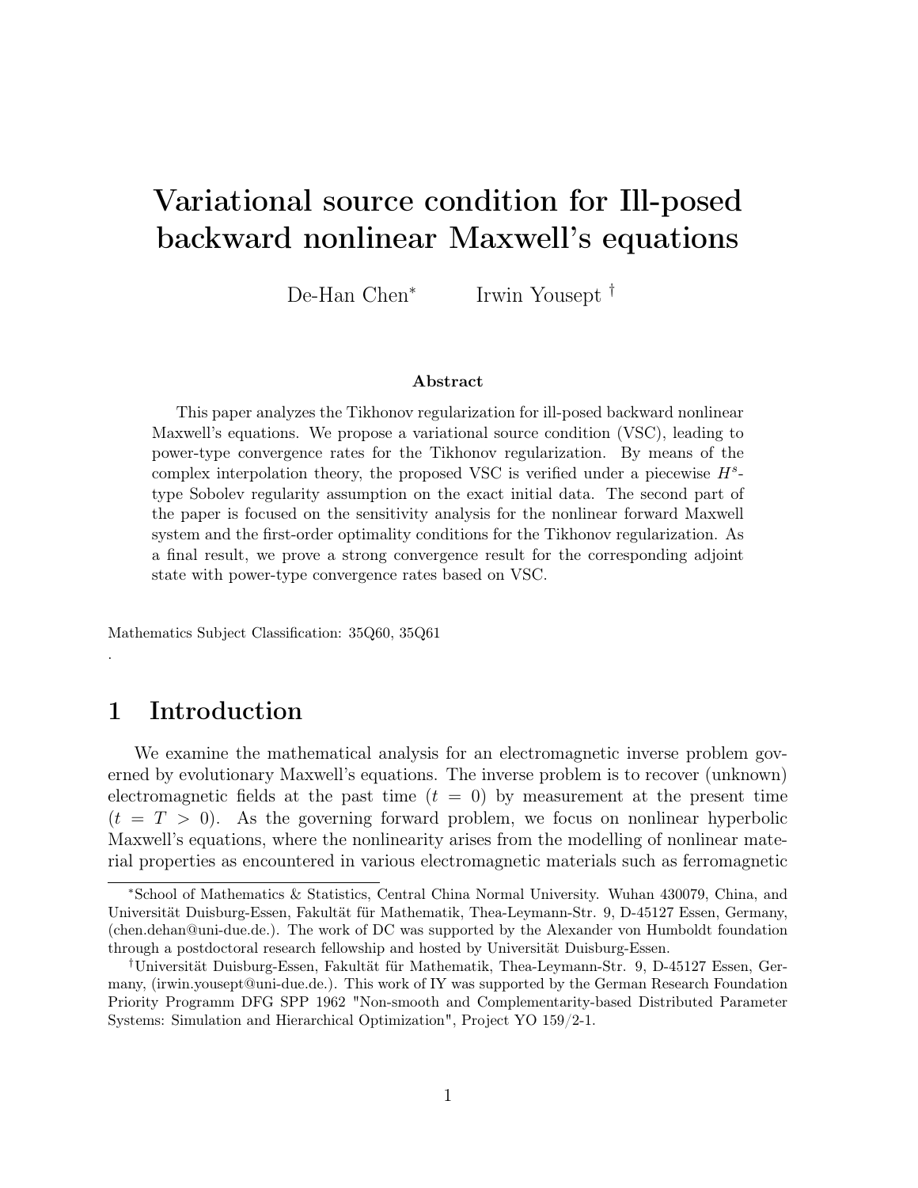# Variational source condition for Ill-posed backward nonlinear Maxwell's equations

De-Han Chen* Irwin Yousept †

**Abstract**

This paper analyzes the Tikhonov regularization for ill-posed backward nonlinear Maxwell's equations. We propose a variational source condition (VSC), leading to power-type convergence rates for the Tikhonov regularization. By means of the complex interpolation theory, the proposed VSC is verified under a piecewise $H^s$-type Sobolev regularity assumption on the exact initial data. The second part of the paper is focused on the sensitivity analysis for the nonlinear forward Maxwell system and the first-order optimality conditions for the Tikhonov regularization. As a final result, we prove a strong convergence result for the corresponding adjoint state with power-type convergence rates based on VSC.

Mathematics Subject Classification: 35Q60, 35Q61

.

## 1 Introduction

We examine the mathematical analysis for an electromagnetic inverse problem governed by evolutionary Maxwell's equations. The inverse problem is to recover (unknown) electromagnetic fields at the past time ($t = 0$) by measurement at the present time ($t = T > 0$). As the governing forward problem, we focus on nonlinear hyperbolic Maxwell's equations, where the nonlinearity arises from the modelling of nonlinear material properties as encountered in various electromagnetic materials such as ferromagnetic

---

*School of Mathematics & Statistics, Central China Normal University. Wuhan 430079, China, and Universität Duisburg-Essen, Fakultät für Mathematik, Thea-Leymann-Str. 9, D-45127 Essen, Germany, (chen.dehan@uni-due.de.). The work of DC was supported by the Alexander von Humboldt foundation through a postdoctoral research fellowship and hosted by Universität Duisburg-Essen.

†Universität Duisburg-Essen, Fakultät für Mathematik, Thea-Leymann-Str. 9, D-45127 Essen, Germany, (irwin.yousept@uni-due.de.). This work of IY was supported by the German Research Foundation Priority Programm DFG SPP 1962 "Non-smooth and Complementarity-based Distributed Parameter Systems: Simulation and Hierarchical Optimization", Project YO 159/2-1.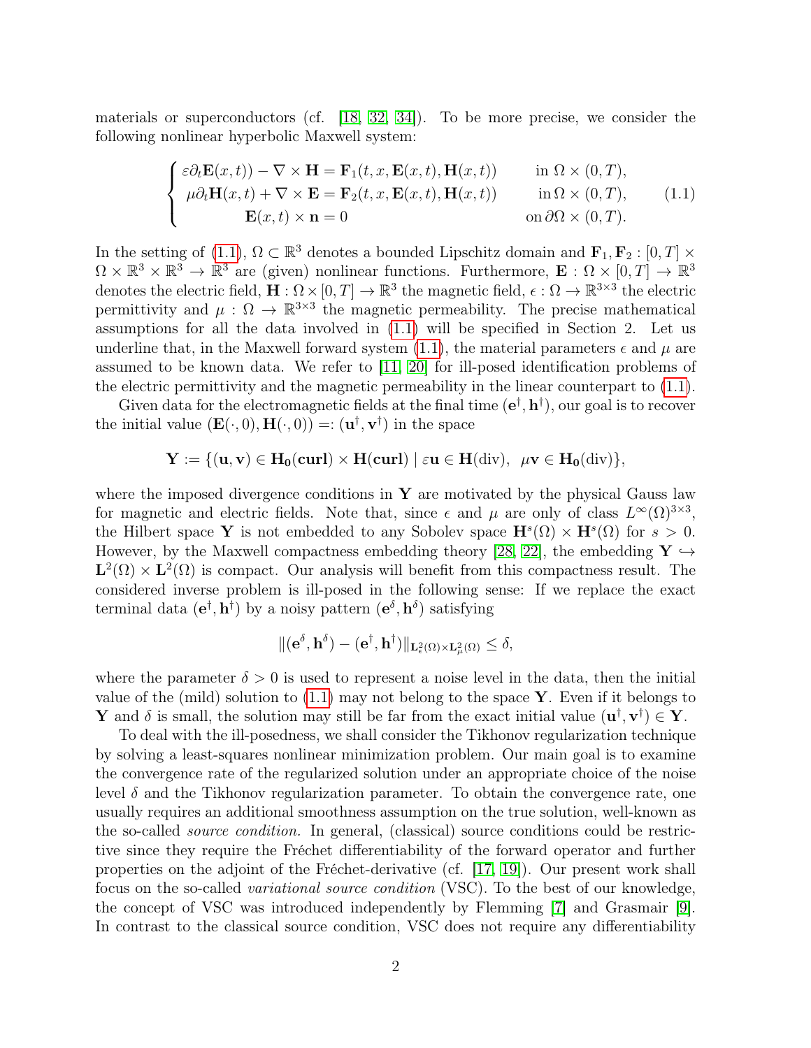materials or superconductors (cf. [18, 32, 34]). To be more precise, we consider the following nonlinear hyperbolic Maxwell system:

$$
\begin{cases}
\varepsilon\partial_t \mathbf{E}(x,t)) - \nabla\times\mathbf{H} = \mathbf{F}_1(t,x,\mathbf{E}(x,t),\mathbf{H}(x,t)) & \text{in } \Omega\times(0,T),\\
\mu\partial_t \mathbf{H}(x,t) + \nabla\times\mathbf{E} = \mathbf{F}_2(t,x,\mathbf{E}(x,t),\mathbf{H}(x,t)) & \text{in } \Omega\times(0,T),\\
\mathbf{E}(x,t)\times\mathbf{n} = 0 & \text{on } \partial\Omega\times(0,T).
\end{cases}
\tag{1.1}
$$

In the setting of (1.1), $\Omega\subset\mathbb{R}^3$ denotes a bounded Lipschitz domain and $\mathbf{F}_1,\mathbf{F}_2 : [0,T]\times\Omega\times\mathbb{R}^3\times\mathbb{R}^3\to\mathbb{R}^3$ are (given) nonlinear functions. Furthermore, $\mathbf{E}:\Omega\times[0,T]\to\mathbb{R}^3$ denotes the electric field, $\mathbf{H}:\Omega\times[0,T]\to\mathbb{R}^3$ the magnetic field, $\epsilon:\Omega\to\mathbb{R}^{3\times3}$ the electric permittivity and $\mu:\Omega\to\mathbb{R}^{3\times3}$ the magnetic permeability. The precise mathematical assumptions for all the data involved in (1.1) will be specified in Section 2. Let us underline that, in the Maxwell forward system (1.1), the material parameters $\epsilon$ and $\mu$ are assumed to be known data. We refer to [11, 20] for ill-posed identification problems of the electric permittivity and the magnetic permeability in the linear counterpart to (1.1).

Given data for the electromagnetic fields at the final time $(\mathbf{e}^\dagger,\mathbf{h}^\dagger)$, our goal is to recover the initial value $(\mathbf{E}(\cdot,0),\mathbf{H}(\cdot,0)) =: (\mathbf{u}^\dagger,\mathbf{v}^\dagger)$ in the space

$$
\mathbf{Y} := \{(\mathbf{u},\mathbf{v})\in \mathbf{H_0}(\mathbf{curl})\times\mathbf{H}(\mathbf{curl}) \mid \varepsilon\mathbf{u}\in\mathbf{H}(\mathrm{div}),\ \ \mu\mathbf{v}\in\mathbf{H_0}(\mathrm{div})\},
$$

where the imposed divergence conditions in $\mathbf{Y}$ are motivated by the physical Gauss law for magnetic and electric fields. Note that, since $\epsilon$ and $\mu$ are only of class $L^\infty(\Omega)^{3\times3}$, the Hilbert space $\mathbf{Y}$ is not embedded to any Sobolev space $\mathbf{H}^s(\Omega)\times\mathbf{H}^s(\Omega)$ for $s>0$. However, by the Maxwell compactness embedding theory [28, 22], the embedding $\mathbf{Y}\hookrightarrow\mathbf{L}^2(\Omega)\times\mathbf{L}^2(\Omega)$ is compact. Our analysis will benefit from this compactness result. The considered inverse problem is ill-posed in the following sense: If we replace the exact terminal data $(\mathbf{e}^\dagger,\mathbf{h}^\dagger)$ by a noisy pattern $(\mathbf{e}^\delta,\mathbf{h}^\delta)$ satisfying

$$
\|(\mathbf{e}^\delta,\mathbf{h}^\delta)-(\mathbf{e}^\dagger,\mathbf{h}^\dagger)\|_{\mathbf{L}^2_\epsilon(\Omega)\times\mathbf{L}^2_\mu(\Omega)}\le\delta,
$$

where the parameter $\delta>0$ is used to represent a noise level in the data, then the initial value of the (mild) solution to (1.1) may not belong to the space $\mathbf{Y}$. Even if it belongs to $\mathbf{Y}$ and $\delta$ is small, the solution may still be far from the exact initial value $(\mathbf{u}^\dagger,\mathbf{v}^\dagger)\in\mathbf{Y}$.

To deal with the ill-posedness, we shall consider the Tikhonov regularization technique by solving a least-squares nonlinear minimization problem. Our main goal is to examine the convergence rate of the regularized solution under an appropriate choice of the noise level $\delta$ and the Tikhonov regularization parameter. To obtain the convergence rate, one usually requires an additional smoothness assumption on the true solution, well-known as the so-called *source condition.* In general, (classical) source conditions could be restrictive since they require the Fréchet differentiability of the forward operator and further properties on the adjoint of the Fréchet-derivative (cf. [17, 19]). Our present work shall focus on the so-called *variational source condition* (VSC). To the best of our knowledge, the concept of VSC was introduced independently by Flemming [7] and Grasmair [9]. In contrast to the classical source condition, VSC does not require any differentiability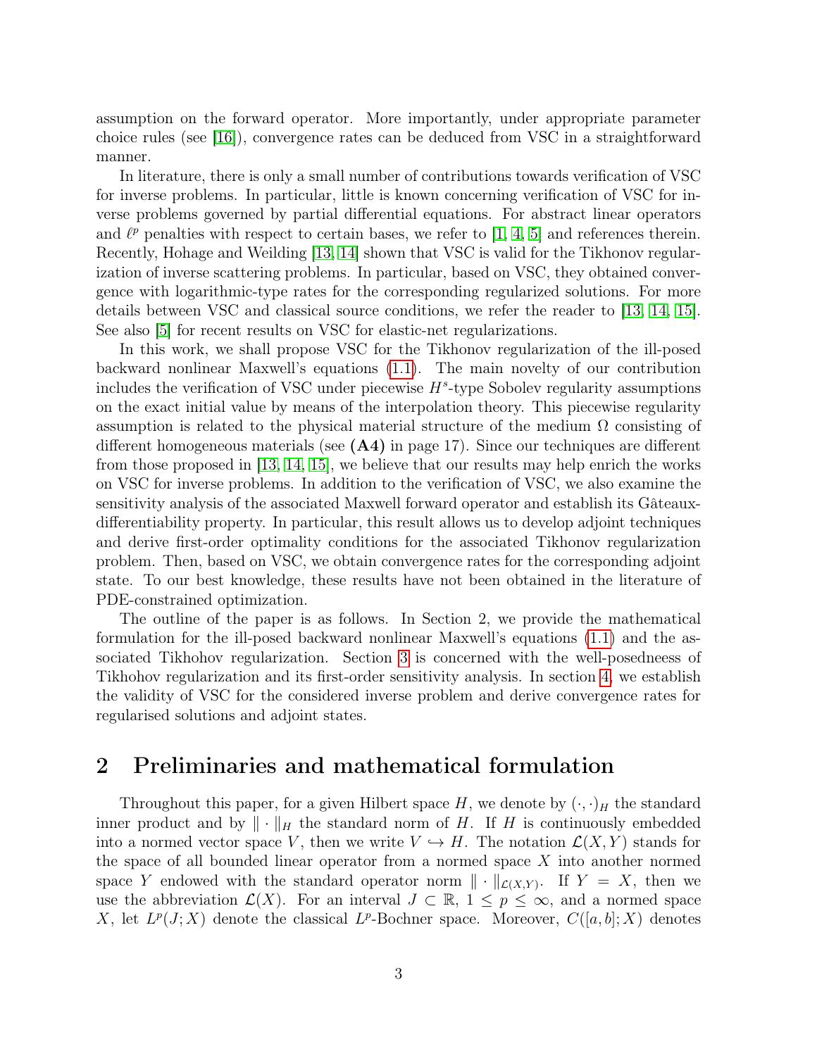assumption on the forward operator. More importantly, under appropriate parameter choice rules (see [16]), convergence rates can be deduced from VSC in a straightforward manner.

In literature, there is only a small number of contributions towards verification of VSC for inverse problems. In particular, little is known concerning verification of VSC for inverse problems governed by partial differential equations. For abstract linear operators and $\ell^p$ penalties with respect to certain bases, we refer to [1, 4, 5] and references therein. Recently, Hohage and Weilding [13, 14] shown that VSC is valid for the Tikhonov regularization of inverse scattering problems. In particular, based on VSC, they obtained convergence with logarithmic-type rates for the corresponding regularized solutions. For more details between VSC and classical source conditions, we refer the reader to [13, 14, 15]. See also [5] for recent results on VSC for elastic-net regularizations.

In this work, we shall propose VSC for the Tikhonov regularization of the ill-posed backward nonlinear Maxwell's equations (1.1). The main novelty of our contribution includes the verification of VSC under piecewise $H^s$-type Sobolev regularity assumptions on the exact initial value by means of the interpolation theory. This piecewise regularity assumption is related to the physical material structure of the medium $\Omega$ consisting of different homogeneous materials (see **(A4)** in page 17). Since our techniques are different from those proposed in [13, 14, 15], we believe that our results may help enrich the works on VSC for inverse problems. In addition to the verification of VSC, we also examine the sensitivity analysis of the associated Maxwell forward operator and establish its Gâteaux-differentiability property. In particular, this result allows us to develop adjoint techniques and derive first-order optimality conditions for the associated Tikhonov regularization problem. Then, based on VSC, we obtain convergence rates for the corresponding adjoint state. To our best knowledge, these results have not been obtained in the literature of PDE-constrained optimization.

The outline of the paper is as follows. In Section 2, we provide the mathematical formulation for the ill-posed backward nonlinear Maxwell's equations (1.1) and the associated Tikhohov regularization. Section 3 is concerned with the well-posedneess of Tikhohov regularization and its first-order sensitivity analysis. In section 4, we establish the validity of VSC for the considered inverse problem and derive convergence rates for regularised solutions and adjoint states.

## 2 Preliminaries and mathematical formulation

Throughout this paper, for a given Hilbert space $H$, we denote by $(\cdot,\cdot)_H$ the standard inner product and by $\|\cdot\|_H$ the standard norm of $H$. If $H$ is continuously embedded into a normed vector space $V$, then we write $V \hookrightarrow H$. The notation $\mathcal{L}(X,Y)$ stands for the space of all bounded linear operator from a normed space $X$ into another normed space $Y$ endowed with the standard operator norm $\|\cdot\|_{\mathcal{L}(X,Y)}$. If $Y = X$, then we use the abbreviation $\mathcal{L}(X)$. For an interval $J \subset \mathbb{R}$, $1 \leq p \leq \infty$, and a normed space $X$, let $L^p(J;X)$ denote the classical $L^p$-Bochner space. Moreover, $C([a,b];X)$ denotes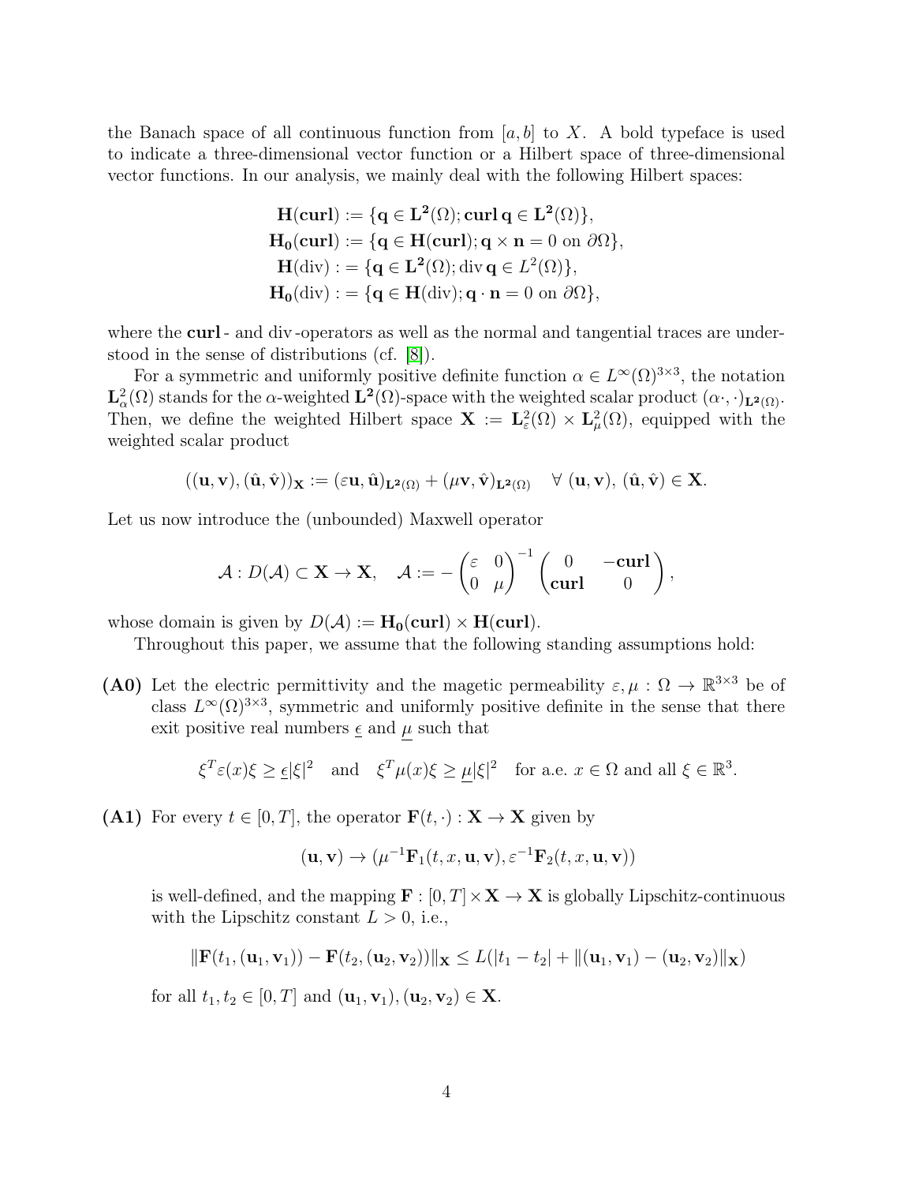the Banach space of all continuous function from $[a, b]$ to $X$. A bold typeface is used to indicate a three-dimensional vector function or a Hilbert space of three-dimensional vector functions. In our analysis, we mainly deal with the following Hilbert spaces:

$$
\begin{aligned}
\mathbf{H}(\mathbf{curl}) &:= \{\mathbf{q} \in \mathbf{L^2}(\Omega); \mathbf{curl}\, \mathbf{q} \in \mathbf{L^2}(\Omega)\}, \\
\mathbf{H_0}(\mathbf{curl}) &:= \{\mathbf{q} \in \mathbf{H}(\mathbf{curl}); \mathbf{q} \times \mathbf{n} = 0 \text{ on } \partial\Omega\}, \\
\mathbf{H}(\mathrm{div}) &:= \{\mathbf{q} \in \mathbf{L^2}(\Omega); \mathrm{div}\, \mathbf{q} \in L^2(\Omega)\}, \\
\mathbf{H_0}(\mathrm{div}) &:= \{\mathbf{q} \in \mathbf{H}(\mathrm{div}); \mathbf{q} \cdot \mathbf{n} = 0 \text{ on } \partial\Omega\},
\end{aligned}
$$

where the **curl** - and div -operators as well as the normal and tangential traces are understood in the sense of distributions (cf. [8]).

For a symmetric and uniformly positive definite function $\alpha \in L^\infty(\Omega)^{3\times 3}$, the notation $\mathbf{L}^2_\alpha(\Omega)$ stands for the $\alpha$-weighted $\mathbf{L^2}(\Omega)$-space with the weighted scalar product $(\alpha\cdot, \cdot)_{\mathbf{L^2}(\Omega)}$. Then, we define the weighted Hilbert space $\mathbf{X} := \mathbf{L}^2_\varepsilon(\Omega) \times \mathbf{L}^2_\mu(\Omega)$, equipped with the weighted scalar product

$$
((\mathbf{u}, \mathbf{v}), (\hat{\mathbf{u}}, \hat{\mathbf{v}}))_{\mathbf{X}} := (\varepsilon \mathbf{u}, \hat{\mathbf{u}})_{\mathbf{L^2}(\Omega)} + (\mu \mathbf{v}, \hat{\mathbf{v}})_{\mathbf{L^2}(\Omega)} \quad \forall\ (\mathbf{u}, \mathbf{v}),\ (\hat{\mathbf{u}}, \hat{\mathbf{v}}) \in \mathbf{X}.
$$

Let us now introduce the (unbounded) Maxwell operator

$$
\mathcal{A} : D(\mathcal{A}) \subset \mathbf{X} \to \mathbf{X}, \quad \mathcal{A} := -\begin{pmatrix} \varepsilon & 0 \\ 0 & \mu \end{pmatrix}^{-1} \begin{pmatrix} 0 & -\mathbf{curl} \\ \mathbf{curl} & 0 \end{pmatrix},
$$

whose domain is given by $D(\mathcal{A}) := \mathbf{H_0}(\mathbf{curl}) \times \mathbf{H}(\mathbf{curl})$.

Throughout this paper, we assume that the following standing assumptions hold:

**(A0)** Let the electric permittivity and the magetic permeability $\varepsilon, \mu : \Omega \to \mathbb{R}^{3\times 3}$ be of class $L^\infty(\Omega)^{3\times 3}$, symmetric and uniformly positive definite in the sense that there exit positive real numbers $\underline{\epsilon}$ and $\underline{\mu}$ such that

$$
\xi^T \varepsilon(x) \xi \geq \underline{\epsilon} |\xi|^2 \quad \text{and} \quad \xi^T \mu(x) \xi \geq \underline{\mu} |\xi|^2 \quad \text{for a.e. } x \in \Omega \text{ and all } \xi \in \mathbb{R}^3.
$$

**(A1)** For every $t \in [0, T]$, the operator $\mathbf{F}(t, \cdot) : \mathbf{X} \to \mathbf{X}$ given by

$$
(\mathbf{u}, \mathbf{v}) \to (\mu^{-1} \mathbf{F}_1(t, x, \mathbf{u}, \mathbf{v}), \varepsilon^{-1} \mathbf{F}_2(t, x, \mathbf{u}, \mathbf{v}))
$$

is well-defined, and the mapping $\mathbf{F} : [0, T] \times \mathbf{X} \to \mathbf{X}$ is globally Lipschitz-continuous with the Lipschitz constant $L > 0$, i.e.,

$$
\|\mathbf{F}(t_1, (\mathbf{u}_1, \mathbf{v}_1)) - \mathbf{F}(t_2, (\mathbf{u}_2, \mathbf{v}_2))\|_{\mathbf{X}} \leq L(|t_1 - t_2| + \|(\mathbf{u}_1, \mathbf{v}_1) - (\mathbf{u}_2, \mathbf{v}_2)\|_{\mathbf{X}})
$$

for all $t_1, t_2 \in [0, T]$ and $(\mathbf{u}_1, \mathbf{v}_1), (\mathbf{u}_2, \mathbf{v}_2) \in \mathbf{X}$.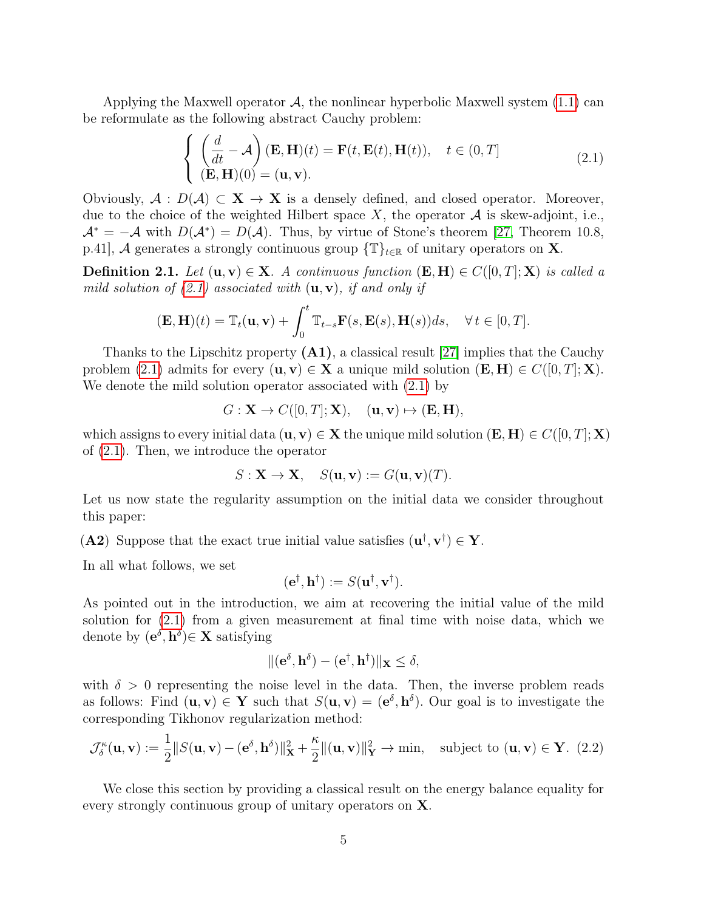Applying the Maxwell operator $\mathcal{A}$, the nonlinear hyperbolic Maxwell system (1.1) can be reformulate as the following abstract Cauchy problem:

$$
\begin{cases} \left(\dfrac{d}{dt} - \mathcal{A}\right)(\mathbf{E}, \mathbf{H})(t) = \mathbf{F}(t, \mathbf{E}(t), \mathbf{H}(t)), \quad t \in (0, T] \\ (\mathbf{E}, \mathbf{H})(0) = (\mathbf{u}, \mathbf{v}). \end{cases} \tag{2.1}
$$

Obviously, $\mathcal{A} : D(\mathcal{A}) \subset \mathbf{X} \to \mathbf{X}$ is a densely defined, and closed operator. Moreover, due to the choice of the weighted Hilbert space $X$, the operator $\mathcal{A}$ is skew-adjoint, i.e., $\mathcal{A}^* = -\mathcal{A}$ with $D(\mathcal{A}^*) = D(\mathcal{A})$. Thus, by virtue of Stone's theorem [27, Theorem 10.8, p.41], $\mathcal{A}$ generates a strongly continuous group $\{\mathbb{T}\}_{t\in\mathbb{R}}$ of unitary operators on $\mathbf{X}$.

**Definition 2.1.** *Let $(\mathbf{u}, \mathbf{v}) \in \mathbf{X}$. A continuous function $(\mathbf{E}, \mathbf{H}) \in C([0, T]; \mathbf{X})$ is called a mild solution of (2.1) associated with $(\mathbf{u}, \mathbf{v})$, if and only if*

$$
(\mathbf{E}, \mathbf{H})(t) = \mathbb{T}_t(\mathbf{u}, \mathbf{v}) + \int_0^t \mathbb{T}_{t-s}\mathbf{F}(s, \mathbf{E}(s), \mathbf{H}(s))ds, \quad \forall\, t \in [0, T].
$$

Thanks to the Lipschitz property **(A1)**, a classical result [27] implies that the Cauchy problem (2.1) admits for every $(\mathbf{u}, \mathbf{v}) \in \mathbf{X}$ a unique mild solution $(\mathbf{E}, \mathbf{H}) \in C([0, T]; \mathbf{X})$. We denote the mild solution operator associated with (2.1) by

$$
G : \mathbf{X} \to C([0, T]; \mathbf{X}), \quad (\mathbf{u}, \mathbf{v}) \mapsto (\mathbf{E}, \mathbf{H}),
$$

which assigns to every initial data $(\mathbf{u}, \mathbf{v}) \in \mathbf{X}$ the unique mild solution $(\mathbf{E}, \mathbf{H}) \in C([0, T]; \mathbf{X})$ of (2.1). Then, we introduce the operator

$$
S : \mathbf{X} \to \mathbf{X}, \quad S(\mathbf{u}, \mathbf{v}) := G(\mathbf{u}, \mathbf{v})(T).
$$

Let us now state the regularity assumption on the initial data we consider throughout this paper:

**(A2)** Suppose that the exact true initial value satisfies $(\mathbf{u}^\dagger, \mathbf{v}^\dagger) \in \mathbf{Y}$.

In all what follows, we set

$$
(\mathbf{e}^\dagger, \mathbf{h}^\dagger) := S(\mathbf{u}^\dagger, \mathbf{v}^\dagger).
$$

As pointed out in the introduction, we aim at recovering the initial value of the mild solution for (2.1) from a given measurement at final time with noise data, which we denote by $(\mathbf{e}^\delta, \mathbf{h}^\delta) \in \mathbf{X}$ satisfying

$$
\|(\mathbf{e}^\delta, \mathbf{h}^\delta) - (\mathbf{e}^\dagger, \mathbf{h}^\dagger)\|_{\mathbf{X}} \leq \delta,
$$

with $\delta > 0$ representing the noise level in the data. Then, the inverse problem reads as follows: Find $(\mathbf{u}, \mathbf{v}) \in \mathbf{Y}$ such that $S(\mathbf{u}, \mathbf{v}) = (\mathbf{e}^\delta, \mathbf{h}^\delta)$. Our goal is to investigate the corresponding Tikhonov regularization method:

$$
\mathcal{J}_\delta^\kappa(\mathbf{u}, \mathbf{v}) := \frac{1}{2}\|S(\mathbf{u}, \mathbf{v}) - (\mathbf{e}^\delta, \mathbf{h}^\delta)\|_{\mathbf{X}}^2 + \frac{\kappa}{2}\|(\mathbf{u}, \mathbf{v})\|_{\mathbf{Y}}^2 \to \min, \quad \text{subject to } (\mathbf{u}, \mathbf{v}) \in \mathbf{Y}. \tag{2.2}
$$

We close this section by providing a classical result on the energy balance equality for every strongly continuous group of unitary operators on $\mathbf{X}$.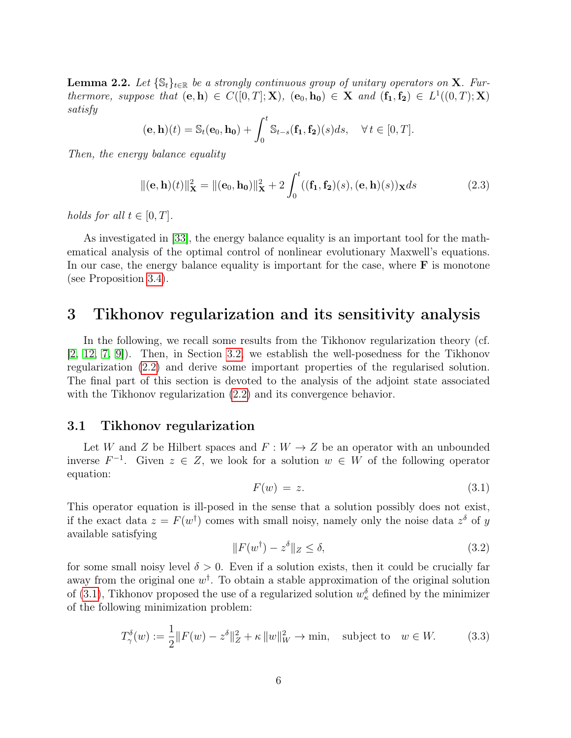**Lemma 2.2.** *Let $\{\mathbb{S}_t\}_{t\in\mathbb{R}}$ be a strongly continuous group of unitary operators on $\mathbf{X}$. Furthermore, suppose that $(\mathbf{e}, \mathbf{h}) \in C([0,T]; \mathbf{X})$, $(\mathbf{e}_0, \mathbf{h_0}) \in \mathbf{X}$ and $(\mathbf{f_1}, \mathbf{f_2}) \in L^1((0,T); \mathbf{X})$ satisfy*

$$(\mathbf{e}, \mathbf{h})(t) = \mathbb{S}_t(\mathbf{e}_0, \mathbf{h_0}) + \int_0^t \mathbb{S}_{t-s}(\mathbf{f_1}, \mathbf{f_2})(s)ds, \quad \forall\, t \in [0,T].$$

*Then, the energy balance equality*

$$\|(\mathbf{e}, \mathbf{h})(t)\|_{\mathbf{X}}^2 = \|(\mathbf{e_0}, \mathbf{h_0})\|_{\mathbf{X}}^2 + 2\int_0^t ((\mathbf{f_1}, \mathbf{f_2})(s), (\mathbf{e}, \mathbf{h})(s))_{\mathbf{X}} ds \tag{2.3}$$

*holds for all $t \in [0,T]$.*

As investigated in [33], the energy balance equality is an important tool for the mathematical analysis of the optimal control of nonlinear evolutionary Maxwell's equations. In our case, the energy balance equality is important for the case, where $\mathbf{F}$ is monotone (see Proposition 3.4).

# 3 Tikhonov regularization and its sensitivity analysis

In the following, we recall some results from the Tikhonov regularization theory (cf. [2, 12, 7, 9]). Then, in Section 3.2, we establish the well-posedness for the Tikhonov regularization (2.2) and derive some important properties of the regularised solution. The final part of this section is devoted to the analysis of the adjoint state associated with the Tikhonov regularization (2.2) and its convergence behavior.

## 3.1 Tikhonov regularization

Let $W$ and $Z$ be Hilbert spaces and $F : W \to Z$ be an operator with an unbounded inverse $F^{-1}$. Given $z \in Z$, we look for a solution $w \in W$ of the following operator equation:

$$F(w) = z. \tag{3.1}$$

This operator equation is ill-posed in the sense that a solution possibly does not exist, if the exact data $z = F(w^\dagger)$ comes with small noisy, namely only the noise data $z^\delta$ of $y$ available satisfying

$$\|F(w^\dagger) - z^\delta\|_Z \le \delta, \tag{3.2}$$

for some small noisy level $\delta > 0$. Even if a solution exists, then it could be crucially far away from the original one $w^\dagger$. To obtain a stable approximation of the original solution of (3.1), Tikhonov proposed the use of a regularized solution $w_\kappa^\delta$ defined by the minimizer of the following minimization problem:

$$T_\gamma^\delta(w) := \frac{1}{2}\|F(w) - z^\delta\|_Z^2 + \kappa\, \|w\|_W^2 \to \min, \quad \text{subject to} \quad w \in W. \tag{3.3}$$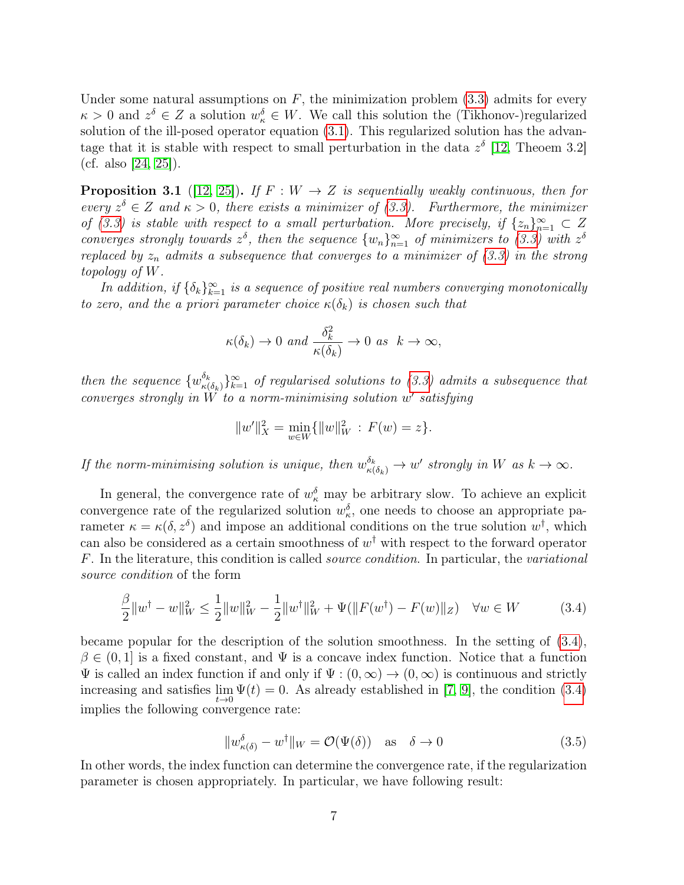Under some natural assumptions on $F$, the minimization problem (3.3) admits for every $\kappa > 0$ and $z^\delta \in Z$ a solution $w^\delta_\kappa \in W$. We call this solution the (Tikhonov-)regularized solution of the ill-posed operator equation (3.1). This regularized solution has the advantage that it is stable with respect to small perturbation in the data $z^\delta$ [12, Theoem 3.2] (cf. also [24, 25]).

**Proposition 3.1** ([12, 25])**.** *If $F : W \to Z$ is sequentially weakly continuous, then for every $z^\delta \in Z$ and $\kappa > 0$, there exists a minimizer of (3.3). Furthermore, the minimizer of (3.3) is stable with respect to a small perturbation. More precisely, if $\{z_n\}_{n=1}^\infty \subset Z$ converges strongly towards $z^\delta$, then the sequence $\{w_n\}_{n=1}^\infty$ of minimizers to (3.3) with $z^\delta$ replaced by $z_n$ admits a subsequence that converges to a minimizer of (3.3) in the strong topology of $W$.*

*In addition, if $\{\delta_k\}_{k=1}^\infty$ is a sequence of positive real numbers converging monotonically to zero, and the a priori parameter choice $\kappa(\delta_k)$ is chosen such that*

$$\kappa(\delta_k) \to 0 \text{ and } \frac{\delta_k^2}{\kappa(\delta_k)} \to 0 \text{ as } \ k \to \infty,$$

*then the sequence $\{w^{\delta_k}_{\kappa(\delta_k)}\}_{k=1}^\infty$ of regularised solutions to (3.3) admits a subsequence that converges strongly in $W$ to a norm-minimising solution $w'$ satisfying*

$$\|w'\|_X^2 = \min_{w \in W} \{\|w\|_W^2 \, : \, F(w) = z\}.$$

*If the norm-minimising solution is unique, then $w^{\delta_k}_{\kappa(\delta_k)} \to w'$ strongly in $W$ as $k \to \infty$.*

In general, the convergence rate of $w^\delta_\kappa$ may be arbitrary slow. To achieve an explicit convergence rate of the regularized solution $w^\delta_\kappa$, one needs to choose an appropriate parameter $\kappa = \kappa(\delta, z^\delta)$ and impose an additional conditions on the true solution $w^\dagger$, which can also be considered as a certain smoothness of $w^\dagger$ with respect to the forward operator $F$. In the literature, this condition is called *source condition*. In particular, the *variational source condition* of the form

$$\frac{\beta}{2}\|w^\dagger - w\|_W^2 \le \frac{1}{2}\|w\|_W^2 - \frac{1}{2}\|w^\dagger\|_W^2 + \Psi(\|F(w^\dagger) - F(w)\|_Z) \quad \forall w \in W \tag{3.4}$$

became popular for the description of the solution smoothness. In the setting of (3.4), $\beta \in (0, 1]$ is a fixed constant, and $\Psi$ is a concave index function. Notice that a function $\Psi$ is called an index function if and only if $\Psi : (0, \infty) \to (0, \infty)$ is continuous and strictly increasing and satisfies $\lim\limits_{t \to 0} \Psi(t) = 0$. As already established in [7, 9], the condition (3.4) implies the following convergence rate:

$$\|w^\delta_{\kappa(\delta)} - w^\dagger\|_W = \mathcal{O}(\Psi(\delta)) \quad \text{as} \quad \delta \to 0 \tag{3.5}$$

In other words, the index function can determine the convergence rate, if the regularization parameter is chosen appropriately. In particular, we have following result: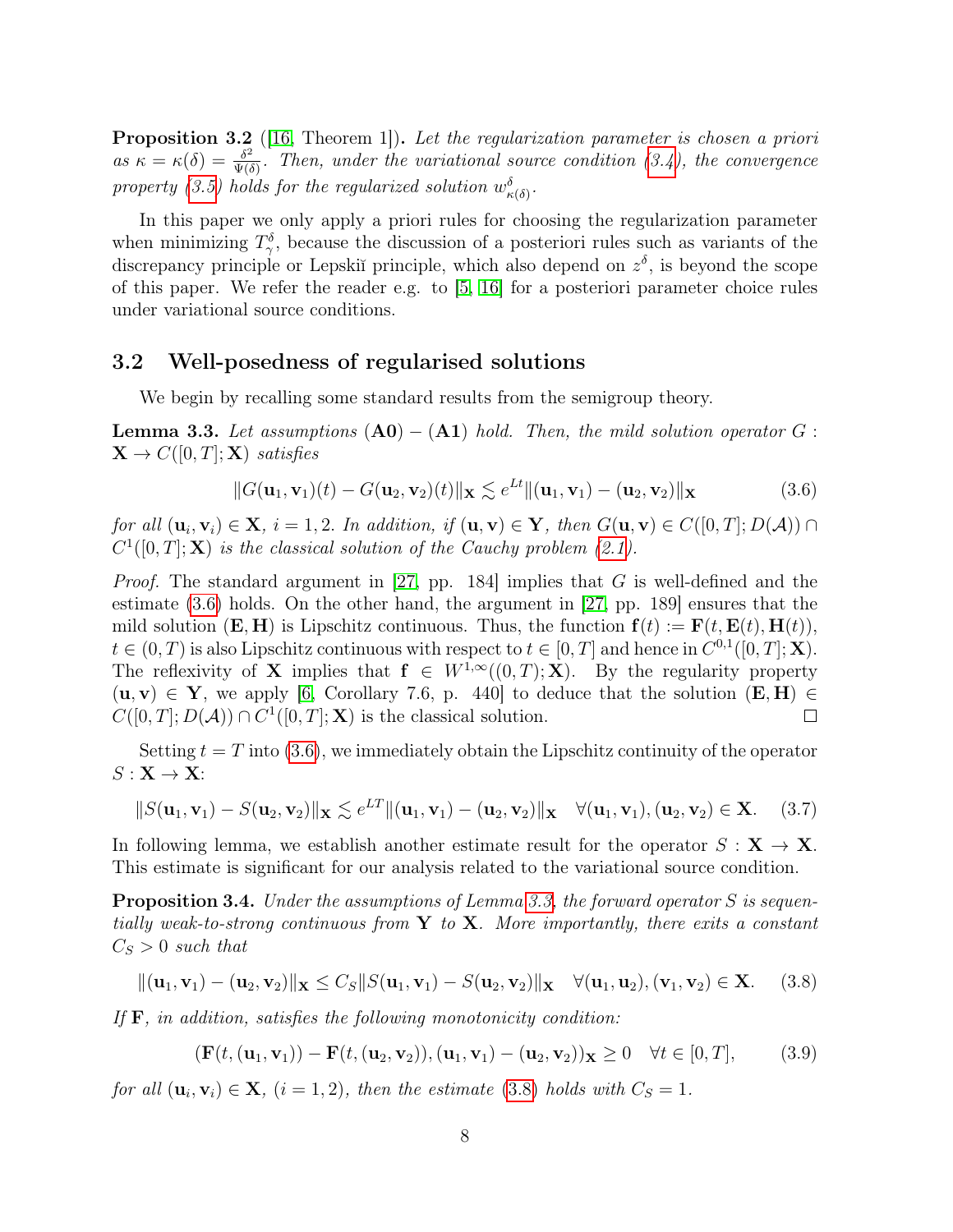**Proposition 3.2** ([16, Theorem 1]). *Let the regularization parameter is chosen a priori as $\kappa = \kappa(\delta) = \frac{\delta^2}{\Psi(\delta)}$. Then, under the variational source condition (3.4), the convergence property (3.5) holds for the regularized solution $w^\delta_{\kappa(\delta)}$.*

In this paper we only apply a priori rules for choosing the regularization parameter when minimizing $T^\delta_\gamma$, because the discussion of a posteriori rules such as variants of the discrepancy principle or Lepskiĭ principle, which also depend on $z^\delta$, is beyond the scope of this paper. We refer the reader e.g. to [5, 16] for a posteriori parameter choice rules under variational source conditions.

## 3.2 Well-posedness of regularised solutions

We begin by recalling some standard results from the semigroup theory.

**Lemma 3.3.** *Let assumptions* $(\mathbf{A0}) - (\mathbf{A1})$ *hold. Then, the mild solution operator* $G : \mathbf{X} \to C([0,T];\mathbf{X})$ *satisfies*

$$\|G(\mathbf{u}_1, \mathbf{v}_1)(t) - G(\mathbf{u}_2, \mathbf{v}_2)(t)\|_{\mathbf{X}} \lesssim e^{Lt}\|(\mathbf{u}_1, \mathbf{v}_1) - (\mathbf{u}_2, \mathbf{v}_2)\|_{\mathbf{X}} \tag{3.6}$$

*for all* $(\mathbf{u}_i, \mathbf{v}_i) \in \mathbf{X}$, $i = 1, 2$. *In addition, if* $(\mathbf{u}, \mathbf{v}) \in \mathbf{Y}$, *then* $G(\mathbf{u}, \mathbf{v}) \in C([0,T];D(\mathcal{A})) \cap C^1([0,T];\mathbf{X})$ *is the classical solution of the Cauchy problem (2.1).*

*Proof.* The standard argument in [27, pp. 184] implies that $G$ is well-defined and the estimate (3.6) holds. On the other hand, the argument in [27, pp. 189] ensures that the mild solution $(\mathbf{E}, \mathbf{H})$ is Lipschitz continuous. Thus, the function $\mathbf{f}(t) := \mathbf{F}(t, \mathbf{E}(t), \mathbf{H}(t))$, $t \in (0,T)$ is also Lipschitz continuous with respect to $t \in [0,T]$ and hence in $C^{0,1}([0,T];\mathbf{X})$. The reflexivity of $\mathbf{X}$ implies that $\mathbf{f} \in W^{1,\infty}((0,T);\mathbf{X})$. By the regularity property $(\mathbf{u}, \mathbf{v}) \in \mathbf{Y}$, we apply [6, Corollary 7.6, p. 440] to deduce that the solution $(\mathbf{E}, \mathbf{H}) \in C([0,T];D(\mathcal{A})) \cap C^1([0,T];\mathbf{X})$ is the classical solution. $\square$

Setting $t = T$ into (3.6), we immediately obtain the Lipschitz continuity of the operator $S : \mathbf{X} \to \mathbf{X}$:

$$\|S(\mathbf{u}_1, \mathbf{v}_1) - S(\mathbf{u}_2, \mathbf{v}_2)\|_{\mathbf{X}} \lesssim e^{LT}\|(\mathbf{u}_1, \mathbf{v}_1) - (\mathbf{u}_2, \mathbf{v}_2)\|_{\mathbf{X}} \quad \forall (\mathbf{u}_1, \mathbf{v}_1), (\mathbf{u}_2, \mathbf{v}_2) \in \mathbf{X}. \tag{3.7}$$

In following lemma, we establish another estimate result for the operator $S : \mathbf{X} \to \mathbf{X}$. This estimate is significant for our analysis related to the variational source condition.

**Proposition 3.4.** *Under the assumptions of Lemma 3.3, the forward operator* $S$ *is sequentially weak-to-strong continuous from* $\mathbf{Y}$ *to* $\mathbf{X}$. *More importantly, there exits a constant* $C_S > 0$ *such that*

$$\|(\mathbf{u}_1, \mathbf{v}_1) - (\mathbf{u}_2, \mathbf{v}_2)\|_{\mathbf{X}} \le C_S\|S(\mathbf{u}_1, \mathbf{v}_1) - S(\mathbf{u}_2, \mathbf{v}_2)\|_{\mathbf{X}} \quad \forall (\mathbf{u}_1, \mathbf{u}_2), (\mathbf{v}_1, \mathbf{v}_2) \in \mathbf{X}. \tag{3.8}$$

*If* $\mathbf{F}$, *in addition, satisfies the following monotonicity condition:*

$$(\mathbf{F}(t, (\mathbf{u}_1, \mathbf{v}_1)) - \mathbf{F}(t, (\mathbf{u}_2, \mathbf{v}_2)), (\mathbf{u}_1, \mathbf{v}_1) - (\mathbf{u}_2, \mathbf{v}_2))_{\mathbf{X}} \ge 0 \quad \forall t \in [0,T], \tag{3.9}$$

*for all* $(\mathbf{u}_i, \mathbf{v}_i) \in \mathbf{X}$, $(i = 1, 2)$, *then the estimate (3.8) holds with* $C_S = 1$.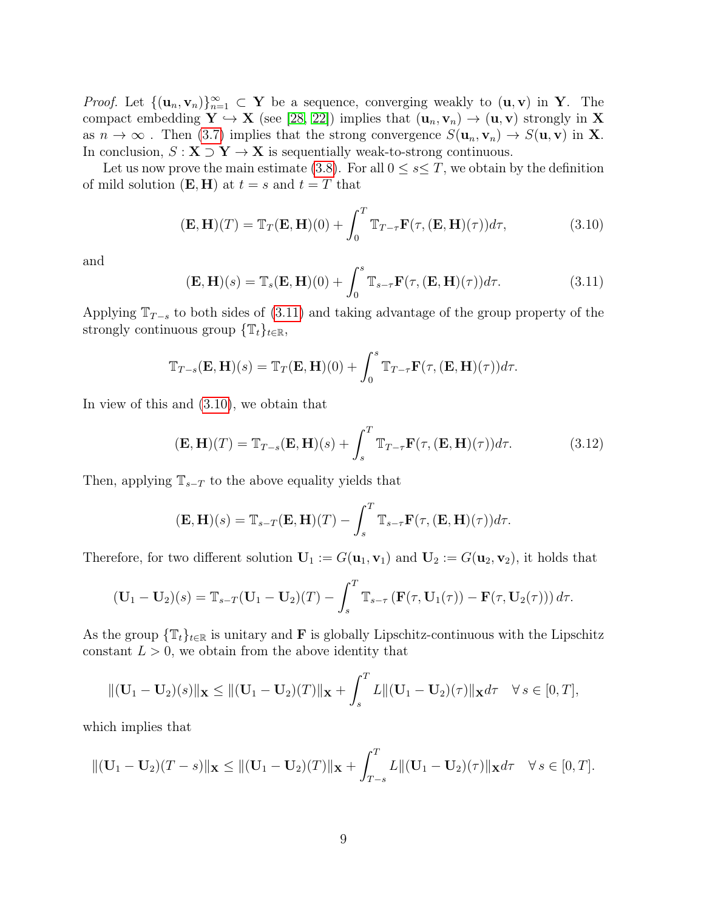*Proof.* Let $\{(\mathbf{u}_n, \mathbf{v}_n)\}_{n=1}^{\infty} \subset \mathbf{Y}$ be a sequence, converging weakly to $(\mathbf{u}, \mathbf{v})$ in $\mathbf{Y}$. The compact embedding $\mathbf{Y} \hookrightarrow \mathbf{X}$ (see [28, 22]) implies that $(\mathbf{u}_n, \mathbf{v}_n) \to (\mathbf{u}, \mathbf{v})$ strongly in $\mathbf{X}$ as $n \to \infty$ . Then (3.7) implies that the strong convergence $S(\mathbf{u}_n, \mathbf{v}_n) \to S(\mathbf{u}, \mathbf{v})$ in $\mathbf{X}$. In conclusion, $S : \mathbf{X} \supset \mathbf{Y} \to \mathbf{X}$ is sequentially weak-to-strong continuous.

Let us now prove the main estimate (3.8). For all $0 \leq s \leq T$, we obtain by the definition of mild solution $(\mathbf{E}, \mathbf{H})$ at $t = s$ and $t = T$ that

$$(\mathbf{E}, \mathbf{H})(T) = \mathbb{T}_T(\mathbf{E}, \mathbf{H})(0) + \int_0^T \mathbb{T}_{T-\tau}\mathbf{F}(\tau, (\mathbf{E}, \mathbf{H})(\tau))d\tau, \tag{3.10}$$

and

$$(\mathbf{E}, \mathbf{H})(s) = \mathbb{T}_s(\mathbf{E}, \mathbf{H})(0) + \int_0^s \mathbb{T}_{s-\tau}\mathbf{F}(\tau, (\mathbf{E}, \mathbf{H})(\tau))d\tau. \tag{3.11}$$

Applying $\mathbb{T}_{T-s}$ to both sides of (3.11) and taking advantage of the group property of the strongly continuous group $\{\mathbb{T}_t\}_{t\in\mathbb{R}}$,

$$\mathbb{T}_{T-s}(\mathbf{E}, \mathbf{H})(s) = \mathbb{T}_T(\mathbf{E}, \mathbf{H})(0) + \int_0^s \mathbb{T}_{T-\tau}\mathbf{F}(\tau, (\mathbf{E}, \mathbf{H})(\tau))d\tau.$$

In view of this and (3.10), we obtain that

$$(\mathbf{E}, \mathbf{H})(T) = \mathbb{T}_{T-s}(\mathbf{E}, \mathbf{H})(s) + \int_s^T \mathbb{T}_{T-\tau}\mathbf{F}(\tau, (\mathbf{E}, \mathbf{H})(\tau))d\tau. \tag{3.12}$$

Then, applying $\mathbb{T}_{s-T}$ to the above equality yields that

$$(\mathbf{E}, \mathbf{H})(s) = \mathbb{T}_{s-T}(\mathbf{E}, \mathbf{H})(T) - \int_s^T \mathbb{T}_{s-\tau}\mathbf{F}(\tau, (\mathbf{E}, \mathbf{H})(\tau))d\tau.$$

Therefore, for two different solution $\mathbf{U}_1 := G(\mathbf{u}_1, \mathbf{v}_1)$ and $\mathbf{U}_2 := G(\mathbf{u}_2, \mathbf{v}_2)$, it holds that

$$(\mathbf{U}_1 - \mathbf{U}_2)(s) = \mathbb{T}_{s-T}(\mathbf{U}_1 - \mathbf{U}_2)(T) - \int_s^T \mathbb{T}_{s-\tau}\left(\mathbf{F}(\tau, \mathbf{U}_1(\tau)) - \mathbf{F}(\tau, \mathbf{U}_2(\tau))\right)d\tau.$$

As the group $\{\mathbb{T}_t\}_{t\in\mathbb{R}}$ is unitary and $\mathbf{F}$ is globally Lipschitz-continuous with the Lipschitz constant $L > 0$, we obtain from the above identity that

$$\|(\mathbf{U}_1 - \mathbf{U}_2)(s)\|_{\mathbf{X}} \leq \|(\mathbf{U}_1 - \mathbf{U}_2)(T)\|_{\mathbf{X}} + \int_s^T L\|(\mathbf{U}_1 - \mathbf{U}_2)(\tau)\|_{\mathbf{X}}d\tau \quad \forall\, s \in [0, T],$$

which implies that

$$\|(\mathbf{U}_1 - \mathbf{U}_2)(T - s)\|_{\mathbf{X}} \leq \|(\mathbf{U}_1 - \mathbf{U}_2)(T)\|_{\mathbf{X}} + \int_{T-s}^T L\|(\mathbf{U}_1 - \mathbf{U}_2)(\tau)\|_{\mathbf{X}}d\tau \quad \forall\, s \in [0, T].$$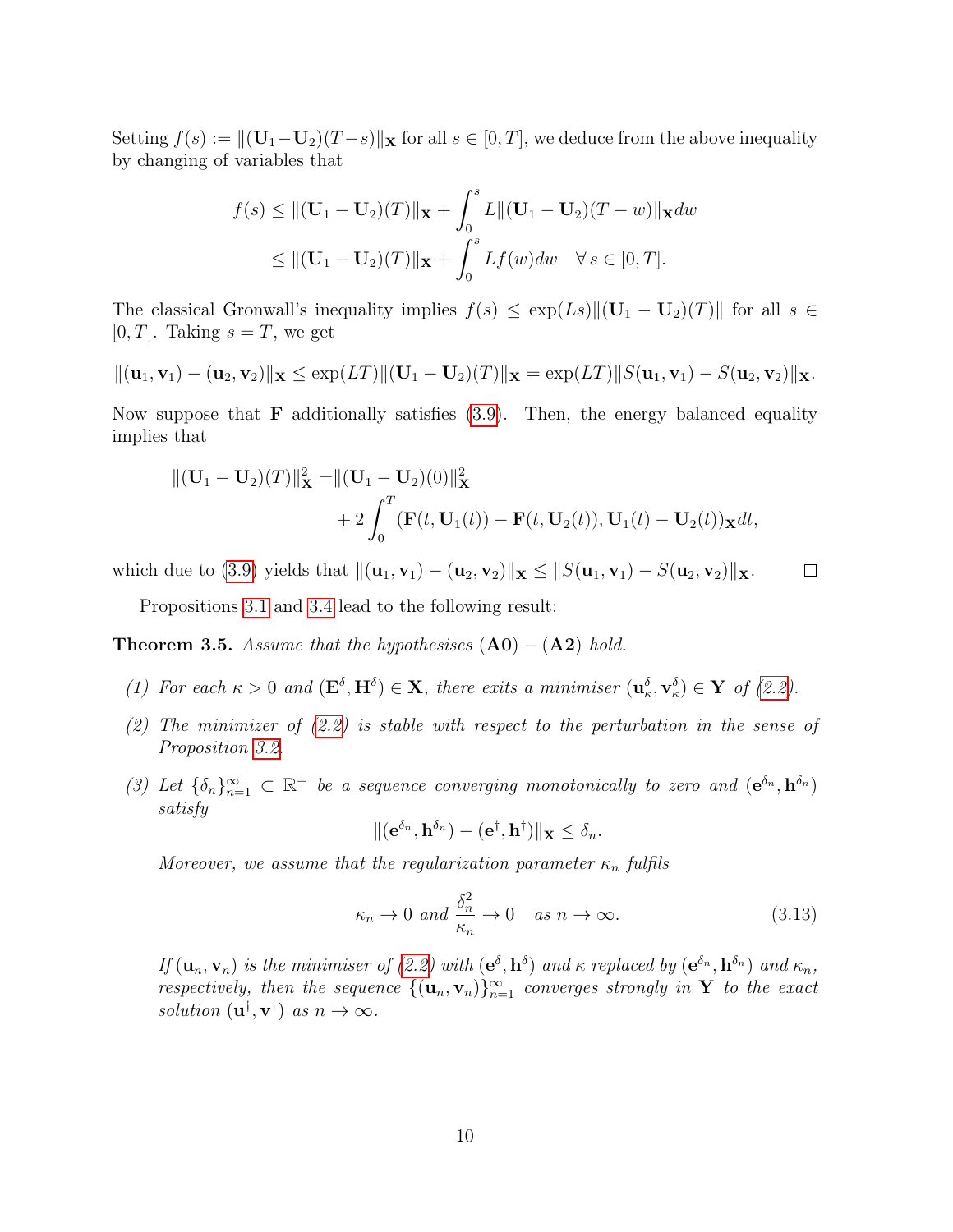Setting $f(s) := \|(\mathbf{U}_1 - \mathbf{U}_2)(T-s)\|_{\mathbf{X}}$ for all $s \in [0,T]$, we deduce from the above inequality by changing of variables that

$$
\begin{aligned}
f(s) &\leq \|(\mathbf{U}_1 - \mathbf{U}_2)(T)\|_{\mathbf{X}} + \int_0^s L\|(\mathbf{U}_1 - \mathbf{U}_2)(T-w)\|_{\mathbf{X}} dw \\
&\leq \|(\mathbf{U}_1 - \mathbf{U}_2)(T)\|_{\mathbf{X}} + \int_0^s Lf(w)dw \quad \forall\, s \in [0,T].
\end{aligned}
$$

The classical Gronwall's inequality implies $f(s) \leq \exp(Ls)\|(\mathbf{U}_1 - \mathbf{U}_2)(T)\|$ for all $s \in [0,T]$. Taking $s = T$, we get

$$
\|(\mathbf{u}_1, \mathbf{v}_1) - (\mathbf{u}_2, \mathbf{v}_2)\|_{\mathbf{X}} \leq \exp(LT)\|(\mathbf{U}_1 - \mathbf{U}_2)(T)\|_{\mathbf{X}} = \exp(LT)\|S(\mathbf{u}_1, \mathbf{v}_1) - S(\mathbf{u}_2, \mathbf{v}_2)\|_{\mathbf{X}}.
$$

Now suppose that $\mathbf{F}$ additionally satisfies (3.9). Then, the energy balanced equality implies that

$$
\begin{aligned}
\|(\mathbf{U}_1 - \mathbf{U}_2)(T)\|_{\mathbf{X}}^2 =& \|(\mathbf{U}_1 - \mathbf{U}_2)(0)\|_{\mathbf{X}}^2 \\
&+ 2\int_0^T (\mathbf{F}(t, \mathbf{U}_1(t)) - \mathbf{F}(t, \mathbf{U}_2(t)), \mathbf{U}_1(t) - \mathbf{U}_2(t))_{\mathbf{X}} dt,
\end{aligned}
$$

which due to (3.9) yields that $\|(\mathbf{u}_1, \mathbf{v}_1) - (\mathbf{u}_2, \mathbf{v}_2)\|_{\mathbf{X}} \leq \|S(\mathbf{u}_1, \mathbf{v}_1) - S(\mathbf{u}_2, \mathbf{v}_2)\|_{\mathbf{X}}$. □

Propositions 3.1 and 3.4 lead to the following result:

**Theorem 3.5.** *Assume that the hypothesises* (**A0**) – (**A2**) *hold.*

*(1) For each $\kappa > 0$ and $(\mathbf{E}^\delta, \mathbf{H}^\delta) \in \mathbf{X}$, there exits a minimiser $(\mathbf{u}_\kappa^\delta, \mathbf{v}_\kappa^\delta) \in \mathbf{Y}$ of (2.2).*

*(2) The minimizer of (2.2) is stable with respect to the perturbation in the sense of Proposition 3.2.*

*(3) Let $\{\delta_n\}_{n=1}^\infty \subset \mathbb{R}^+$ be a sequence converging monotonically to zero and $(\mathbf{e}^{\delta_n}, \mathbf{h}^{\delta_n})$ satisfy*

$$
\|(\mathbf{e}^{\delta_n}, \mathbf{h}^{\delta_n}) - (\mathbf{e}^\dagger, \mathbf{h}^\dagger)\|_{\mathbf{X}} \leq \delta_n.
$$

*Moreover, we assume that the regularization parameter $\kappa_n$ fulfils*

$$
\kappa_n \to 0 \text{ and } \frac{\delta_n^2}{\kappa_n} \to 0 \quad \text{as } n \to \infty. \tag{3.13}
$$

*If $(\mathbf{u}_n, \mathbf{v}_n)$ is the minimiser of (2.2) with $(\mathbf{e}^\delta, \mathbf{h}^\delta)$ and $\kappa$ replaced by $(\mathbf{e}^{\delta_n}, \mathbf{h}^{\delta_n})$ and $\kappa_n$, respectively, then the sequence $\{(\mathbf{u}_n, \mathbf{v}_n)\}_{n=1}^\infty$ converges strongly in $\mathbf{Y}$ to the exact solution $(\mathbf{u}^\dagger, \mathbf{v}^\dagger)$ as $n \to \infty$.*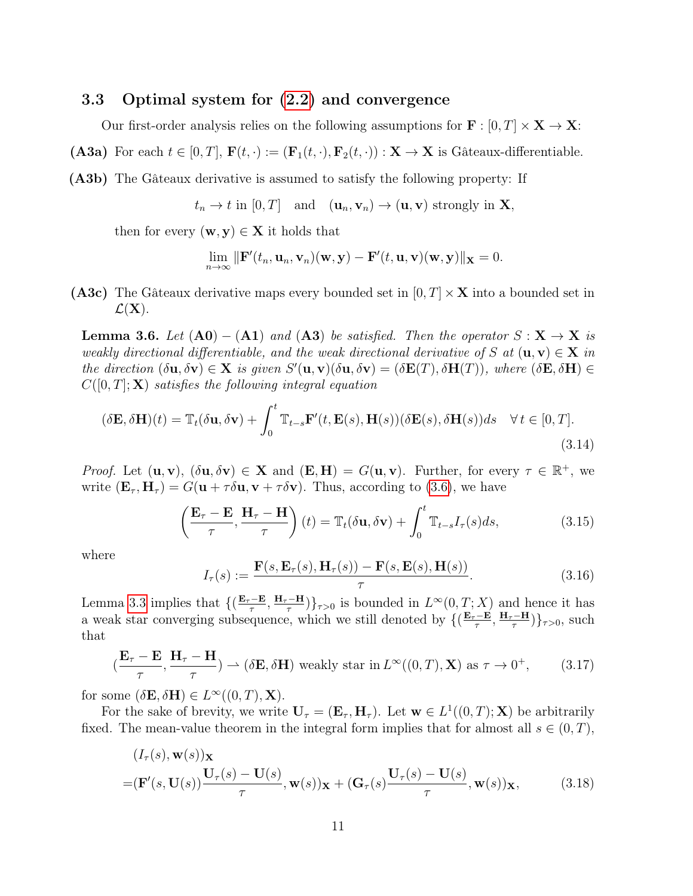### 3.3 Optimal system for (2.2) and convergence

Our first-order analysis relies on the following assumptions for $\mathbf{F} : [0,T] \times \mathbf{X} \to \mathbf{X}$:

**(A3a)** For each $t \in [0,T]$, $\mathbf{F}(t,\cdot) := (\mathbf{F}_1(t,\cdot), \mathbf{F}_2(t,\cdot)) : \mathbf{X} \to \mathbf{X}$ is Gâteaux-differentiable.

**(A3b)** The Gâteaux derivative is assumed to satisfy the following property: If

$$t_n \to t \text{ in } [0,T] \quad \text{and} \quad (\mathbf{u}_n, \mathbf{v}_n) \to (\mathbf{u}, \mathbf{v}) \text{ strongly in } \mathbf{X},$$

then for every $(\mathbf{w}, \mathbf{y}) \in \mathbf{X}$ it holds that

$$\lim_{n\to\infty} \|\mathbf{F}'(t_n, \mathbf{u}_n, \mathbf{v}_n)(\mathbf{w}, \mathbf{y}) - \mathbf{F}'(t, \mathbf{u}, \mathbf{v})(\mathbf{w}, \mathbf{y})\|_{\mathbf{X}} = 0.$$

**(A3c)** The Gâteaux derivative maps every bounded set in $[0,T] \times \mathbf{X}$ into a bounded set in $\mathcal{L}(\mathbf{X})$.

**Lemma 3.6.** *Let* **(A0)** – **(A1)** *and* **(A3)** *be satisfied. Then the operator $S : \mathbf{X} \to \mathbf{X}$ is weakly directional differentiable, and the weak directional derivative of $S$ at $(\mathbf{u}, \mathbf{v}) \in \mathbf{X}$ in the direction $(\delta\mathbf{u}, \delta\mathbf{v}) \in \mathbf{X}$ is given $S'(\mathbf{u}, \mathbf{v})(\delta\mathbf{u}, \delta\mathbf{v}) = (\delta\mathbf{E}(T), \delta\mathbf{H}(T))$, where $(\delta\mathbf{E}, \delta\mathbf{H}) \in C([0,T]; \mathbf{X})$ satisfies the following integral equation*

$$(\delta\mathbf{E}, \delta\mathbf{H})(t) = \mathbb{T}_t(\delta\mathbf{u}, \delta\mathbf{v}) + \int_0^t \mathbb{T}_{t-s}\mathbf{F}'(t, \mathbf{E}(s), \mathbf{H}(s))(\delta\mathbf{E}(s), \delta\mathbf{H}(s))ds \quad \forall\, t \in [0,T]. \tag{3.14}$$

*Proof.* Let $(\mathbf{u}, \mathbf{v})$, $(\delta\mathbf{u}, \delta\mathbf{v}) \in \mathbf{X}$ and $(\mathbf{E}, \mathbf{H}) = G(\mathbf{u}, \mathbf{v})$. Further, for every $\tau \in \mathbb{R}^+$, we write $(\mathbf{E}_\tau, \mathbf{H}_\tau) = G(\mathbf{u} + \tau\delta\mathbf{u}, \mathbf{v} + \tau\delta\mathbf{v})$. Thus, according to (3.6), we have

$$\left(\frac{\mathbf{E}_\tau - \mathbf{E}}{\tau}, \frac{\mathbf{H}_\tau - \mathbf{H}}{\tau}\right)(t) = \mathbb{T}_t(\delta\mathbf{u}, \delta\mathbf{v}) + \int_0^t \mathbb{T}_{t-s} I_\tau(s)ds, \tag{3.15}$$

where

$$I_\tau(s) := \frac{\mathbf{F}(s, \mathbf{E}_\tau(s), \mathbf{H}_\tau(s)) - \mathbf{F}(s, \mathbf{E}(s), \mathbf{H}(s))}{\tau}. \tag{3.16}$$

Lemma 3.3 implies that $\{(\frac{\mathbf{E}_\tau - \mathbf{E}}{\tau}, \frac{\mathbf{H}_\tau - \mathbf{H}}{\tau})\}_{\tau>0}$ is bounded in $L^\infty(0,T;X)$ and hence it has a weak star converging subsequence, which we still denoted by $\{(\frac{\mathbf{E}_\tau - \mathbf{E}}{\tau}, \frac{\mathbf{H}_\tau - \mathbf{H}}{\tau})\}_{\tau>0}$, such that

$$\left(\frac{\mathbf{E}_\tau - \mathbf{E}}{\tau}, \frac{\mathbf{H}_\tau - \mathbf{H}}{\tau}\right) \rightharpoonup (\delta\mathbf{E}, \delta\mathbf{H}) \text{ weakly star in } L^\infty((0,T), \mathbf{X}) \text{ as } \tau \to 0^+, \tag{3.17}$$

for some $(\delta\mathbf{E}, \delta\mathbf{H}) \in L^\infty((0,T), \mathbf{X})$.

For the sake of brevity, we write $\mathbf{U}_\tau = (\mathbf{E}_\tau, \mathbf{H}_\tau)$. Let $\mathbf{w} \in L^1((0,T); \mathbf{X})$ be arbitrarily fixed. The mean-value theorem in the integral form implies that for almost all $s \in (0,T)$,

$$\begin{aligned}
&(I_\tau(s), \mathbf{w}(s))_{\mathbf{X}} \\
=&(\mathbf{F}'(s, \mathbf{U}(s))\frac{\mathbf{U}_\tau(s) - \mathbf{U}(s)}{\tau}, \mathbf{w}(s))_{\mathbf{X}} + (\mathbf{G}_\tau(s)\frac{\mathbf{U}_\tau(s) - \mathbf{U}(s)}{\tau}, \mathbf{w}(s))_{\mathbf{X}},
\end{aligned} \tag{3.18}$$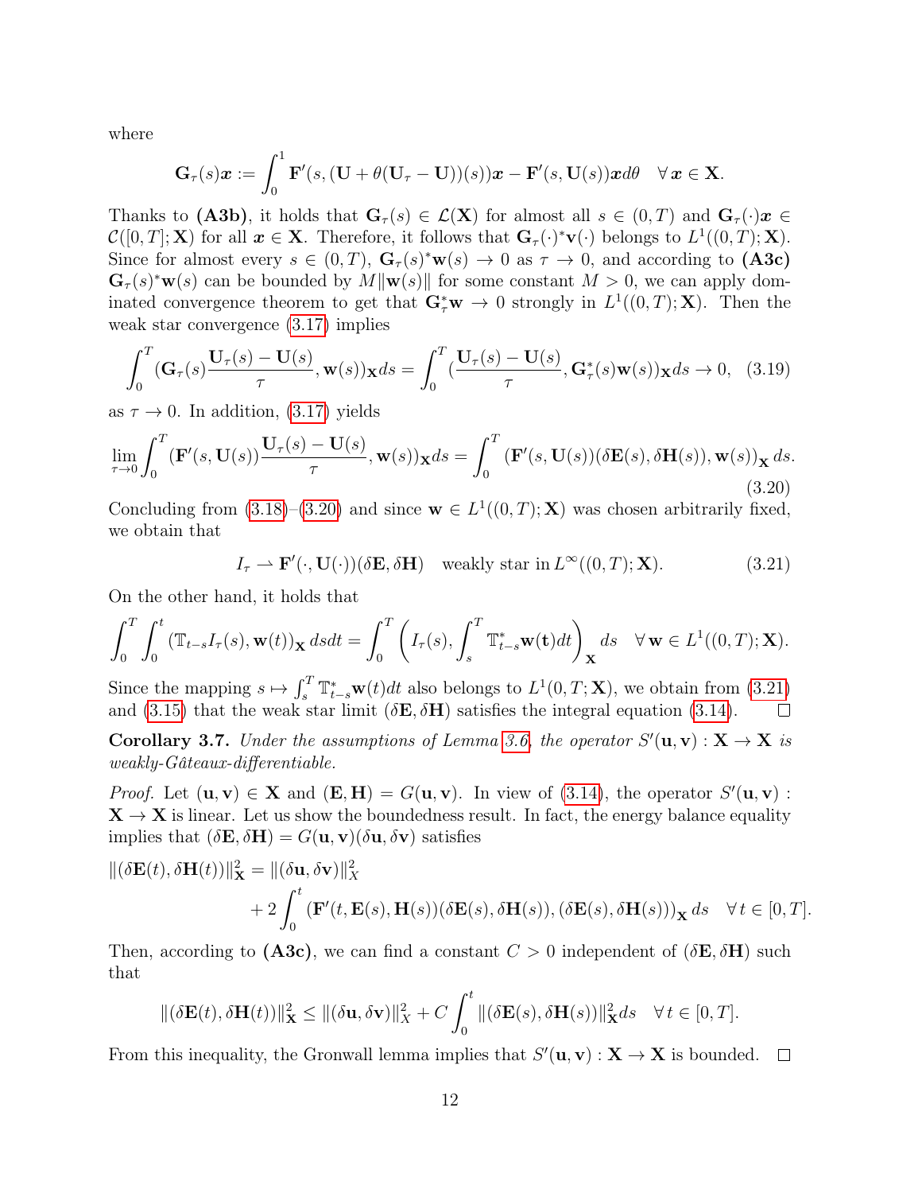where

$$\mathbf{G}_\tau(s)\boldsymbol{x} := \int_0^1 \mathbf{F}'(s,(\mathbf{U}+\theta(\mathbf{U}_\tau-\mathbf{U}))(s))\boldsymbol{x} - \mathbf{F}'(s,\mathbf{U}(s))\boldsymbol{x}d\theta \quad \forall\, \boldsymbol{x}\in\mathbf{X}.$$

Thanks to **(A3b)**, it holds that $\mathbf{G}_\tau(s)\in\mathcal{L}(\mathbf{X})$ for almost all $s\in(0,T)$ and $\mathbf{G}_\tau(\cdot)\boldsymbol{x}\in\mathcal{C}([0,T];\mathbf{X})$ for all $\boldsymbol{x}\in\mathbf{X}$. Therefore, it follows that $\mathbf{G}_\tau(\cdot)^*\mathbf{v}(\cdot)$ belongs to $L^1((0,T);\mathbf{X})$. Since for almost every $s\in(0,T)$, $\mathbf{G}_\tau(s)^*\mathbf{w}(s)\to 0$ as $\tau\to 0$, and according to **(A3c)** $\mathbf{G}_\tau(s)^*\mathbf{w}(s)$ can be bounded by $M\|\mathbf{w}(s)\|$ for some constant $M>0$, we can apply dominated convergence theorem to get that $\mathbf{G}_\tau^*\mathbf{w}\to 0$ strongly in $L^1((0,T);\mathbf{X})$. Then the weak star convergence (3.17) implies

$$\int_0^T (\mathbf{G}_\tau(s)\frac{\mathbf{U}_\tau(s)-\mathbf{U}(s)}{\tau},\mathbf{w}(s))_{\mathbf{X}}ds = \int_0^T (\frac{\mathbf{U}_\tau(s)-\mathbf{U}(s)}{\tau},\mathbf{G}_\tau^*(s)\mathbf{w}(s))_{\mathbf{X}}ds \to 0, \quad (3.19)$$

as $\tau\to 0$. In addition, (3.17) yields

$$\lim_{\tau\to 0}\int_0^T (\mathbf{F}'(s,\mathbf{U}(s))\frac{\mathbf{U}_\tau(s)-\mathbf{U}(s)}{\tau},\mathbf{w}(s))_{\mathbf{X}}ds = \int_0^T (\mathbf{F}'(s,\mathbf{U}(s))(\delta\mathbf{E}(s),\delta\mathbf{H}(s)),\mathbf{w}(s))_{\mathbf{X}}\,ds. \quad (3.20)$$

Concluding from (3.18)–(3.20) and since $\mathbf{w}\in L^1((0,T);\mathbf{X})$ was chosen arbitrarily fixed, we obtain that

$$I_\tau \rightharpoonup \mathbf{F}'(\cdot,\mathbf{U}(\cdot))(\delta\mathbf{E},\delta\mathbf{H}) \quad \text{weakly star in } L^\infty((0,T);\mathbf{X}). \quad (3.21)$$

On the other hand, it holds that

$$\int_0^T\int_0^t (\mathbb{T}_{t-s}I_\tau(s),\mathbf{w}(t))_{\mathbf{X}}\,dsdt = \int_0^T \left(I_\tau(s),\int_s^T \mathbb{T}^*_{t-s}\mathbf{w}(\mathbf{t})dt\right)_{\mathbf{X}} ds \quad \forall\, \mathbf{w}\in L^1((0,T);\mathbf{X}).$$

Since the mapping $s\mapsto \int_s^T \mathbb{T}^*_{t-s}\mathbf{w}(t)dt$ also belongs to $L^1(0,T;\mathbf{X})$, we obtain from (3.21) and (3.15) that the weak star limit $(\delta\mathbf{E},\delta\mathbf{H})$ satisfies the integral equation (3.14). ☐

**Corollary 3.7.** *Under the assumptions of Lemma 3.6, the operator $S'(\mathbf{u},\mathbf{v}):\mathbf{X}\to\mathbf{X}$ is weakly-Gâteaux-differentiable.*

*Proof.* Let $(\mathbf{u},\mathbf{v})\in\mathbf{X}$ and $(\mathbf{E},\mathbf{H})=G(\mathbf{u},\mathbf{v})$. In view of (3.14), the operator $S'(\mathbf{u},\mathbf{v}):\mathbf{X}\to\mathbf{X}$ is linear. Let us show the boundedness result. In fact, the energy balance equality implies that $(\delta\mathbf{E},\delta\mathbf{H})=G(\mathbf{u},\mathbf{v})(\delta\mathbf{u},\delta\mathbf{v})$ satisfies

$$\begin{aligned}\|(\delta\mathbf{E}(t),\delta\mathbf{H}(t))\|^2_{\mathbf{X}} &= \|(\delta\mathbf{u},\delta\mathbf{v})\|^2_X \\ &\quad + 2\int_0^t (\mathbf{F}'(t,\mathbf{E}(s),\mathbf{H}(s))(\delta\mathbf{E}(s),\delta\mathbf{H}(s)),(\delta\mathbf{E}(s),\delta\mathbf{H}(s)))_{\mathbf{X}}\,ds \quad \forall\, t\in[0,T].\end{aligned}$$

Then, according to **(A3c)**, we can find a constant $C>0$ independent of $(\delta\mathbf{E},\delta\mathbf{H})$ such that

$$\|(\delta\mathbf{E}(t),\delta\mathbf{H}(t))\|^2_{\mathbf{X}} \le \|(\delta\mathbf{u},\delta\mathbf{v})\|^2_X + C\int_0^t \|(\delta\mathbf{E}(s),\delta\mathbf{H}(s))\|^2_{\mathbf{X}}ds \quad \forall\, t\in[0,T].$$

From this inequality, the Gronwall lemma implies that $S'(\mathbf{u},\mathbf{v}):\mathbf{X}\to\mathbf{X}$ is bounded. ☐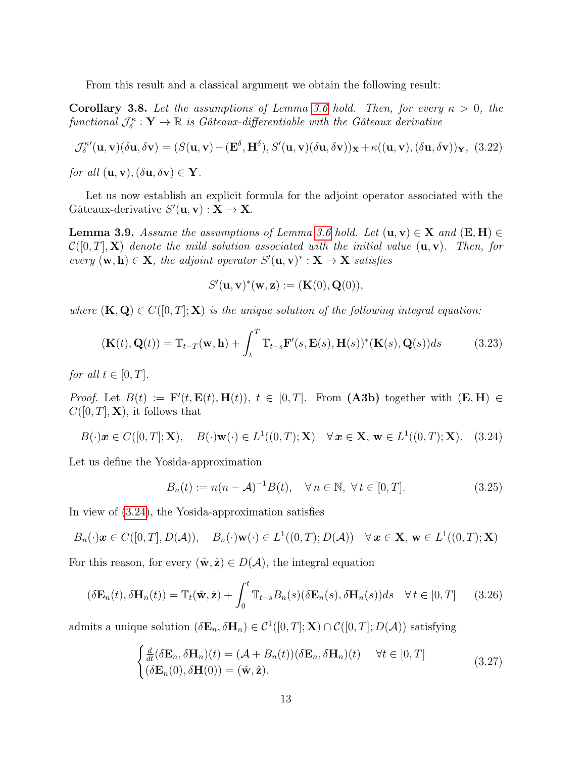From this result and a classical argument we obtain the following result:

**Corollary 3.8.** *Let the assumptions of Lemma 3.6 hold. Then, for every $\kappa > 0$, the functional $\mathcal{J}_\delta^\kappa : \mathbf{Y} \to \mathbb{R}$ is Gâteaux-differentiable with the Gâteaux derivative*

$$\mathcal{J}_\delta^{\kappa\prime}(\mathbf{u},\mathbf{v})(\delta\mathbf{u},\delta\mathbf{v}) = (S(\mathbf{u},\mathbf{v}) - (\mathbf{E}^\delta,\mathbf{H}^\delta), S'(\mathbf{u},\mathbf{v})(\delta\mathbf{u},\delta\mathbf{v}))_{\mathbf{X}} + \kappa((\mathbf{u},\mathbf{v}),(\delta\mathbf{u},\delta\mathbf{v}))_{\mathbf{Y}}, \quad (3.22)$$

*for all $(\mathbf{u},\mathbf{v}),(\delta\mathbf{u},\delta\mathbf{v}) \in \mathbf{Y}$.*

Let us now establish an explicit formula for the adjoint operator associated with the Gâteaux-derivative $S'(\mathbf{u},\mathbf{v}) : \mathbf{X} \to \mathbf{X}$.

**Lemma 3.9.** *Assume the assumptions of Lemma 3.6 hold. Let $(\mathbf{u},\mathbf{v}) \in \mathbf{X}$ and $(\mathbf{E},\mathbf{H}) \in \mathcal{C}([0,T],\mathbf{X})$ denote the mild solution associated with the initial value $(\mathbf{u},\mathbf{v})$. Then, for every $(\mathbf{w},\mathbf{h}) \in \mathbf{X}$, the adjoint operator $S'(\mathbf{u},\mathbf{v})^* : \mathbf{X} \to \mathbf{X}$ satisfies*

$$S'(\mathbf{u},\mathbf{v})^*(\mathbf{w},\mathbf{z}) := (\mathbf{K}(0),\mathbf{Q}(0)),$$

*where $(\mathbf{K},\mathbf{Q}) \in C([0,T];\mathbf{X})$ is the unique solution of the following integral equation:*

$$(\mathbf{K}(t),\mathbf{Q}(t)) = \mathbb{T}_{t-T}(\mathbf{w},\mathbf{h}) + \int_t^T \mathbb{T}_{t-s}\mathbf{F}'(s,\mathbf{E}(s),\mathbf{H}(s))^*(\mathbf{K}(s),\mathbf{Q}(s))ds \quad (3.23)$$

*for all $t \in [0,T]$.*

*Proof.* Let $B(t) := \mathbf{F}'(t,\mathbf{E}(t),\mathbf{H}(t))$, $t \in [0,T]$. From **(A3b)** together with $(\mathbf{E},\mathbf{H}) \in C([0,T],\mathbf{X})$, it follows that

$$B(\cdot)\boldsymbol{x} \in C([0,T];\mathbf{X}), \quad B(\cdot)\mathbf{w}(\cdot) \in L^1((0,T);\mathbf{X}) \quad \forall\, \boldsymbol{x} \in \mathbf{X},\ \mathbf{w} \in L^1((0,T);\mathbf{X}). \quad (3.24)$$

Let us define the Yosida-approximation

$$B_n(t) := n(n-\mathcal{A})^{-1}B(t), \quad \forall\, n \in \mathbb{N},\ \forall\, t \in [0,T]. \quad (3.25)$$

In view of (3.24), the Yosida-approximation satisfies

$$B_n(\cdot)\boldsymbol{x} \in C([0,T],D(\mathcal{A})), \quad B_n(\cdot)\mathbf{w}(\cdot) \in L^1((0,T);D(\mathcal{A})) \quad \forall\, \boldsymbol{x} \in \mathbf{X},\ \mathbf{w} \in L^1((0,T);\mathbf{X})$$

For this reason, for every $(\hat{\mathbf{w}},\hat{\mathbf{z}}) \in D(\mathcal{A})$, the integral equation

$$(\delta\mathbf{E}_n(t),\delta\mathbf{H}_n(t)) = \mathbb{T}_t(\hat{\mathbf{w}},\hat{\mathbf{z}}) + \int_0^t \mathbb{T}_{t-s}B_n(s)(\delta\mathbf{E}_n(s),\delta\mathbf{H}_n(s))ds \quad \forall\, t \in [0,T] \quad (3.26)$$

admits a unique solution $(\delta\mathbf{E}_n,\delta\mathbf{H}_n) \in \mathcal{C}^1([0,T];\mathbf{X}) \cap \mathcal{C}([0,T];D(\mathcal{A}))$ satisfying

$$\begin{cases} \frac{d}{dt}(\delta\mathbf{E}_n,\delta\mathbf{H}_n)(t) = (\mathcal{A} + B_n(t))(\delta\mathbf{E}_n,\delta\mathbf{H}_n)(t) & \forall t \in [0,T] \\ (\delta\mathbf{E}_n(0),\delta\mathbf{H}(0)) = (\hat{\mathbf{w}},\hat{\mathbf{z}}). \end{cases} \quad (3.27)$$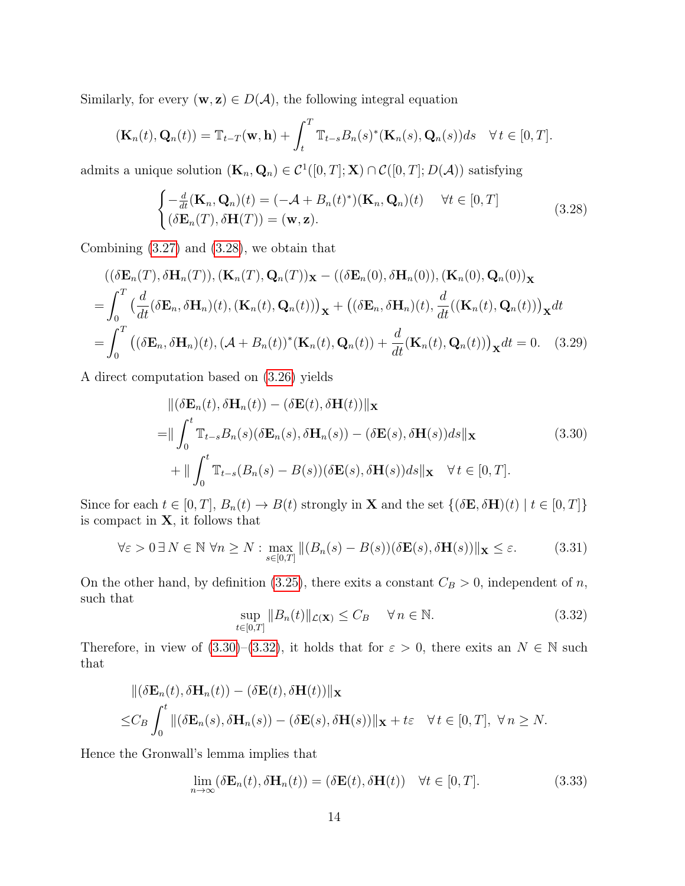Similarly, for every $(\mathbf{w}, \mathbf{z}) \in D(\mathcal{A})$, the following integral equation

$$(\mathbf{K}_n(t), \mathbf{Q}_n(t)) = \mathbb{T}_{t-T}(\mathbf{w}, \mathbf{h}) + \int_t^T \mathbb{T}_{t-s} B_n(s)^*(\mathbf{K}_n(s), \mathbf{Q}_n(s)) ds \quad \forall\, t \in [0, T].$$

admits a unique solution $(\mathbf{K}_n, \mathbf{Q}_n) \in \mathcal{C}^1([0, T]; \mathbf{X}) \cap \mathcal{C}([0, T]; D(\mathcal{A}))$ satisfying

$$\begin{cases} -\frac{d}{dt}(\mathbf{K}_n, \mathbf{Q}_n)(t) = (-\mathcal{A} + B_n(t)^*)(\mathbf{K}_n, \mathbf{Q}_n)(t) \quad \forall t \in [0, T] \\ (\delta\mathbf{E}_n(T), \delta\mathbf{H}(T)) = (\mathbf{w}, \mathbf{z}). \end{cases} \tag{3.28}$$

Combining (3.27) and (3.28), we obtain that

$$\begin{aligned}
&((\delta\mathbf{E}_n(T), \delta\mathbf{H}_n(T)), (\mathbf{K}_n(T), \mathbf{Q}_n(T))_{\mathbf{X}} - ((\delta\mathbf{E}_n(0), \delta\mathbf{H}_n(0)), (\mathbf{K}_n(0), \mathbf{Q}_n(0))_{\mathbf{X}} \\
=& \int_0^T \big(\frac{d}{dt}(\delta\mathbf{E}_n, \delta\mathbf{H}_n)(t), (\mathbf{K}_n(t), \mathbf{Q}_n(t))\big)_{\mathbf{X}} + \big((\delta\mathbf{E}_n, \delta\mathbf{H}_n)(t), \frac{d}{dt}((\mathbf{K}_n(t), \mathbf{Q}_n(t))\big)_{\mathbf{X}} dt \\
=& \int_0^T \big((\delta\mathbf{E}_n, \delta\mathbf{H}_n)(t), (\mathcal{A} + B_n(t))^*(\mathbf{K}_n(t), \mathbf{Q}_n(t)) + \frac{d}{dt}(\mathbf{K}_n(t), \mathbf{Q}_n(t))\big)_{\mathbf{X}} dt = 0. \quad (3.29)
\end{aligned}$$

A direct computation based on (3.26) yields

$$\begin{aligned}
&\|(\delta\mathbf{E}_n(t), \delta\mathbf{H}_n(t)) - (\delta\mathbf{E}(t), \delta\mathbf{H}(t))\|_{\mathbf{X}} \\
=& \| \int_0^t \mathbb{T}_{t-s} B_n(s)(\delta\mathbf{E}_n(s), \delta\mathbf{H}_n(s)) - (\delta\mathbf{E}(s), \delta\mathbf{H}(s)) ds\|_{\mathbf{X}} \\
&+ \| \int_0^t \mathbb{T}_{t-s}(B_n(s) - B(s))(\delta\mathbf{E}(s), \delta\mathbf{H}(s)) ds\|_{\mathbf{X}} \quad \forall t \in [0, T].
\end{aligned} \tag{3.30}$$

Since for each $t \in [0, T]$, $B_n(t) \to B(t)$ strongly in $\mathbf{X}$ and the set $\{(\delta\mathbf{E}, \delta\mathbf{H})(t) \mid t \in [0, T]\}$ is compact in $\mathbf{X}$, it follows that

$$\forall \varepsilon > 0\, \exists\, N \in \mathbb{N}\; \forall n \geq N : \max_{s \in [0,T]} \|(B_n(s) - B(s))(\delta\mathbf{E}(s), \delta\mathbf{H}(s))\|_{\mathbf{X}} \leq \varepsilon. \tag{3.31}$$

On the other hand, by definition (3.25), there exits a constant $C_B > 0$, independent of $n$, such that

$$\sup_{t \in [0,T]} \|B_n(t)\|_{\mathcal{L}(\mathbf{X})} \leq C_B \quad \forall\, n \in \mathbb{N}. \tag{3.32}$$

Therefore, in view of (3.30)–(3.32), it holds that for $\varepsilon > 0$, there exits an $N \in \mathbb{N}$ such that

$$\begin{aligned}
&\|(\delta\mathbf{E}_n(t), \delta\mathbf{H}_n(t)) - (\delta\mathbf{E}(t), \delta\mathbf{H}(t))\|_{\mathbf{X}} \\
\leq& C_B \int_0^t \|(\delta\mathbf{E}_n(s), \delta\mathbf{H}_n(s)) - (\delta\mathbf{E}(s), \delta\mathbf{H}(s))\|_{\mathbf{X}} + t\varepsilon \quad \forall t \in [0, T],\ \forall\, n \geq N.
\end{aligned}$$

Hence the Gronwall's lemma implies that

$$\lim_{n\to\infty} (\delta\mathbf{E}_n(t), \delta\mathbf{H}_n(t)) = (\delta\mathbf{E}(t), \delta\mathbf{H}(t)) \quad \forall t \in [0, T]. \tag{3.33}$$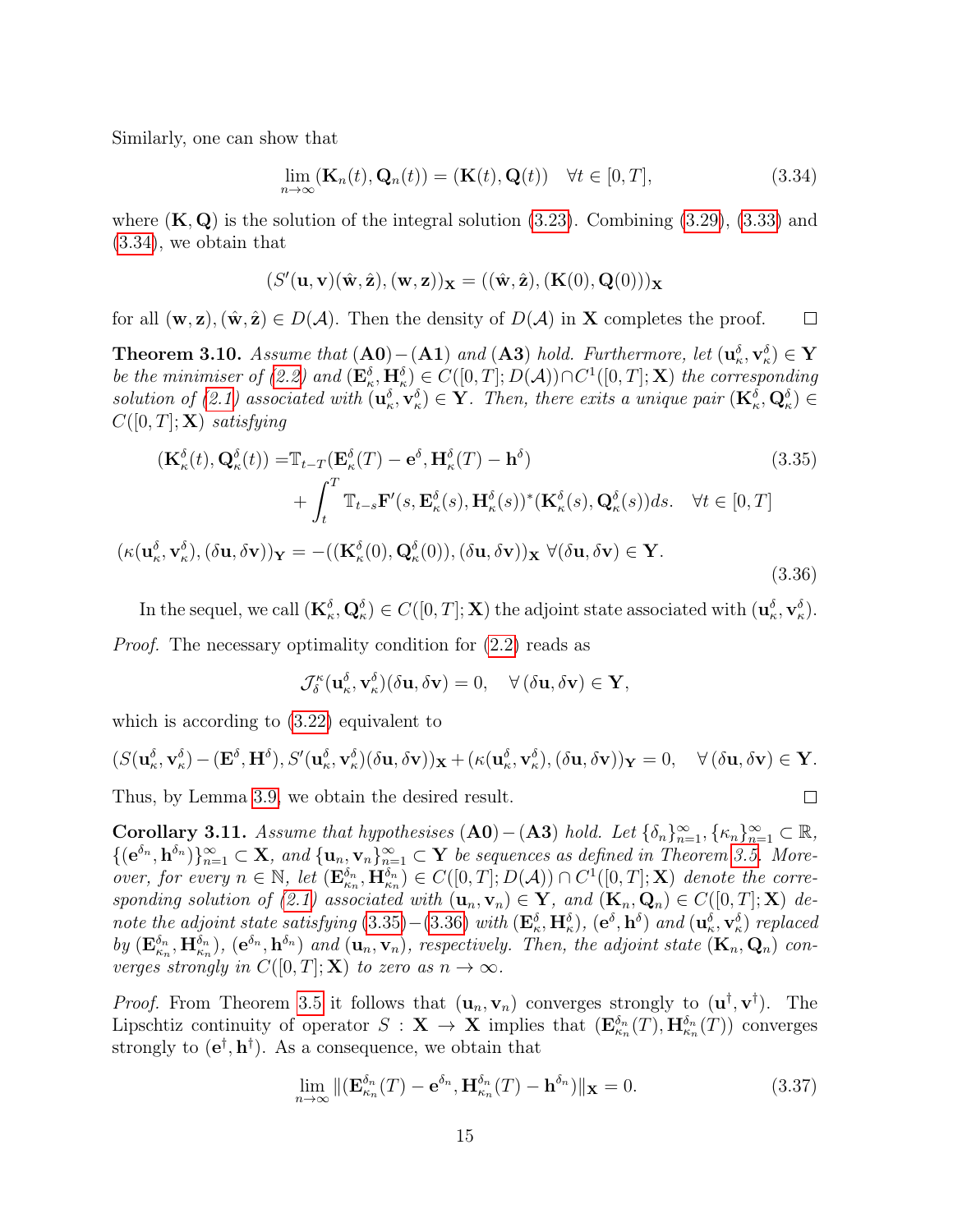Similarly, one can show that

$$\lim_{n\to\infty}(\mathbf{K}_n(t),\mathbf{Q}_n(t)) = (\mathbf{K}(t),\mathbf{Q}(t)) \quad \forall t\in[0,T], \tag{3.34}$$

where $(\mathbf{K},\mathbf{Q})$ is the solution of the integral solution (3.23). Combining (3.29), (3.33) and (3.34), we obtain that

$$(S'(\mathbf{u},\mathbf{v})(\hat{\mathbf{w}},\hat{\mathbf{z}}),(\mathbf{w},\mathbf{z}))_{\mathbf{X}} = ((\hat{\mathbf{w}},\hat{\mathbf{z}}),(\mathbf{K}(0),\mathbf{Q}(0)))_{\mathbf{X}}$$

for all $(\mathbf{w},\mathbf{z}),(\hat{\mathbf{w}},\hat{\mathbf{z}})\in D(\mathcal{A})$. Then the density of $D(\mathcal{A})$ in $\mathbf{X}$ completes the proof. $\square$

**Theorem 3.10.** *Assume that* $(\mathbf{A0})-(\mathbf{A1})$ *and* $(\mathbf{A3})$ *hold. Furthermore, let* $(\mathbf{u}^\delta_\kappa,\mathbf{v}^\delta_\kappa)\in\mathbf{Y}$ *be the minimiser of (2.2) and* $(\mathbf{E}^\delta_\kappa,\mathbf{H}^\delta_\kappa)\in C([0,T];D(\mathcal{A}))\cap C^1([0,T];\mathbf{X})$ *the corresponding solution of (2.1) associated with* $(\mathbf{u}^\delta_\kappa,\mathbf{v}^\delta_\kappa)\in\mathbf{Y}$. *Then, there exits a unique pair* $(\mathbf{K}^\delta_\kappa,\mathbf{Q}^\delta_\kappa)\in C([0,T];\mathbf{X})$ *satisfying*

$$\begin{aligned}(\mathbf{K}^\delta_\kappa(t),\mathbf{Q}^\delta_\kappa(t)) =& \mathbb{T}_{t-T}(\mathbf{E}^\delta_\kappa(T)-\mathbf{e}^\delta,\mathbf{H}^\delta_\kappa(T)-\mathbf{h}^\delta) \\ &+\int_t^T \mathbb{T}_{t-s}\mathbf{F}'(s,\mathbf{E}^\delta_\kappa(s),\mathbf{H}^\delta_\kappa(s))^*(\mathbf{K}^\delta_\kappa(s),\mathbf{Q}^\delta_\kappa(s))ds. \quad \forall t\in[0,T]\end{aligned} \tag{3.35}$$

$$(\kappa(\mathbf{u}^\delta_\kappa,\mathbf{v}^\delta_\kappa),(\delta\mathbf{u},\delta\mathbf{v}))_{\mathbf{Y}} = -((\mathbf{K}^\delta_\kappa(0),\mathbf{Q}^\delta_\kappa(0)),(\delta\mathbf{u},\delta\mathbf{v}))_{\mathbf{X}}\ \forall(\delta\mathbf{u},\delta\mathbf{v})\in\mathbf{Y}. \tag{3.36}$$

In the sequel, we call $(\mathbf{K}^\delta_\kappa,\mathbf{Q}^\delta_\kappa)\in C([0,T];\mathbf{X})$ the adjoint state associated with $(\mathbf{u}^\delta_\kappa,\mathbf{v}^\delta_\kappa)$.

*Proof.* The necessary optimality condition for (2.2) reads as

$$\mathcal{J}^\kappa_\delta(\mathbf{u}^\delta_\kappa,\mathbf{v}^\delta_\kappa)(\delta\mathbf{u},\delta\mathbf{v}) = 0, \quad \forall\,(\delta\mathbf{u},\delta\mathbf{v})\in\mathbf{Y},$$

which is according to (3.22) equivalent to

$$(S(\mathbf{u}^\delta_\kappa,\mathbf{v}^\delta_\kappa)-(\mathbf{E}^\delta,\mathbf{H}^\delta),S'(\mathbf{u}^\delta_\kappa,\mathbf{v}^\delta_\kappa)(\delta\mathbf{u},\delta\mathbf{v}))_{\mathbf{X}}+(\kappa(\mathbf{u}^\delta_\kappa,\mathbf{v}^\delta_\kappa),(\delta\mathbf{u},\delta\mathbf{v}))_{\mathbf{Y}}=0, \quad \forall\,(\delta\mathbf{u},\delta\mathbf{v})\in\mathbf{Y}.$$

Thus, by Lemma 3.9, we obtain the desired result. $\square$

**Corollary 3.11.** *Assume that hypothesises* $(\mathbf{A0})-(\mathbf{A3})$ *hold. Let* $\{\delta_n\}_{n=1}^\infty,\{\kappa_n\}_{n=1}^\infty\subset\mathbb{R}$, $\{(\mathbf{e}^{\delta_n},\mathbf{h}^{\delta_n})\}_{n=1}^\infty\subset\mathbf{X}$, *and* $\{\mathbf{u}_n,\mathbf{v}_n\}_{n=1}^\infty\subset\mathbf{Y}$ *be sequences as defined in Theorem 3.5. Moreover, for every* $n\in\mathbb{N}$, *let* $(\mathbf{E}^{\delta_n}_{\kappa_n},\mathbf{H}^{\delta_n}_{\kappa_n})\in C([0,T];D(\mathcal{A}))\cap C^1([0,T];\mathbf{X})$ *denote the corresponding solution of (2.1) associated with* $(\mathbf{u}_n,\mathbf{v}_n)\in\mathbf{Y}$, *and* $(\mathbf{K}_n,\mathbf{Q}_n)\in C([0,T];\mathbf{X})$ *denote the adjoint state satisfying (3.35)−(3.36) with* $(\mathbf{E}^\delta_\kappa,\mathbf{H}^\delta_\kappa)$, $(\mathbf{e}^\delta,\mathbf{h}^\delta)$ *and* $(\mathbf{u}^\delta_\kappa,\mathbf{v}^\delta_\kappa)$ *replaced by* $(\mathbf{E}^{\delta_n}_{\kappa_n},\mathbf{H}^{\delta_n}_{\kappa_n})$, $(\mathbf{e}^{\delta_n},\mathbf{h}^{\delta_n})$ *and* $(\mathbf{u}_n,\mathbf{v}_n)$, *respectively. Then, the adjoint state* $(\mathbf{K}_n,\mathbf{Q}_n)$ *converges strongly in* $C([0,T];\mathbf{X})$ *to zero as* $n\to\infty$.

*Proof.* From Theorem 3.5 it follows that $(\mathbf{u}_n,\mathbf{v}_n)$ converges strongly to $(\mathbf{u}^\dagger,\mathbf{v}^\dagger)$. The Lipschtiz continuity of operator $S:\mathbf{X}\to\mathbf{X}$ implies that $(\mathbf{E}^{\delta_n}_{\kappa_n}(T),\mathbf{H}^{\delta_n}_{\kappa_n}(T))$ converges strongly to $(\mathbf{e}^\dagger,\mathbf{h}^\dagger)$. As a consequence, we obtain that

$$\lim_{n\to\infty}\|(\mathbf{E}^{\delta_n}_{\kappa_n}(T)-\mathbf{e}^{\delta_n},\mathbf{H}^{\delta_n}_{\kappa_n}(T)-\mathbf{h}^{\delta_n})\|_{\mathbf{X}}=0. \tag{3.37}$$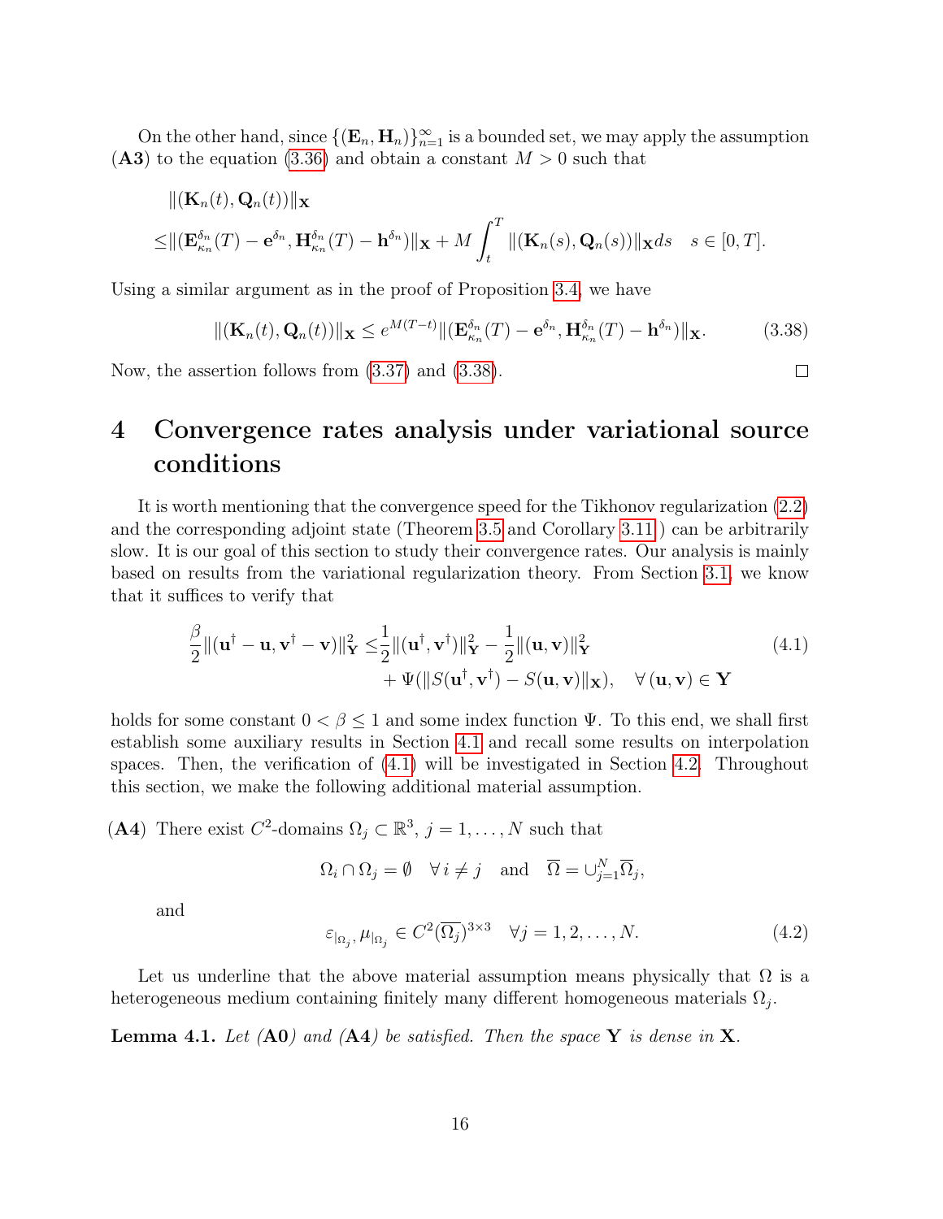On the other hand, since $\{(\mathbf{E}_n, \mathbf{H}_n)\}_{n=1}^\infty$ is a bounded set, we may apply the assumption (**A3**) to the equation (3.36) and obtain a constant $M > 0$ such that

$$
\begin{aligned}
&\|(\mathbf{K}_n(t), \mathbf{Q}_n(t))\|_{\mathbf{X}} \\
\leq &\|(\mathbf{E}^{\delta_n}_{\kappa_n}(T) - \mathbf{e}^{\delta_n}, \mathbf{H}^{\delta_n}_{\kappa_n}(T) - \mathbf{h}^{\delta_n})\|_{\mathbf{X}} + M \int_t^T \|(\mathbf{K}_n(s), \mathbf{Q}_n(s))\|_{\mathbf{X}} ds \quad s \in [0, T].
\end{aligned}
$$

Using a similar argument as in the proof of Proposition 3.4, we have

$$
\|(\mathbf{K}_n(t), \mathbf{Q}_n(t))\|_{\mathbf{X}} \leq e^{M(T-t)} \|(\mathbf{E}^{\delta_n}_{\kappa_n}(T) - \mathbf{e}^{\delta_n}, \mathbf{H}^{\delta_n}_{\kappa_n}(T) - \mathbf{h}^{\delta_n})\|_{\mathbf{X}}. \tag{3.38}
$$

Now, the assertion follows from (3.37) and (3.38). $\square$

# 4 Convergence rates analysis under variational source conditions

It is worth mentioning that the convergence speed for the Tikhonov regularization (2.2) and the corresponding adjoint state (Theorem 3.5 and Corollary 3.11 ) can be arbitrarily slow. It is our goal of this section to study their convergence rates. Our analysis is mainly based on results from the variational regularization theory. From Section 3.1, we know that it suffices to verify that

$$
\begin{aligned}
\frac{\beta}{2} \|(\mathbf{u}^\dagger - \mathbf{u}, \mathbf{v}^\dagger - \mathbf{v})\|^2_{\mathbf{Y}} \leq &\frac{1}{2} \|(\mathbf{u}^\dagger, \mathbf{v}^\dagger)\|^2_{\mathbf{Y}} - \frac{1}{2} \|(\mathbf{u}, \mathbf{v})\|^2_{\mathbf{Y}} \\
&+ \Psi(\|S(\mathbf{u}^\dagger, \mathbf{v}^\dagger) - S(\mathbf{u}, \mathbf{v})\|_{\mathbf{X}}), \quad \forall \, (\mathbf{u}, \mathbf{v}) \in \mathbf{Y}
\end{aligned} \tag{4.1}
$$

holds for some constant $0 < \beta \leq 1$ and some index function $\Psi$. To this end, we shall first establish some auxiliary results in Section 4.1 and recall some results on interpolation spaces. Then, the verification of (4.1) will be investigated in Section 4.2. Throughout this section, we make the following additional material assumption.

(**A4**) There exist $C^2$-domains $\Omega_j \subset \mathbb{R}^3$, $j = 1, \ldots, N$ such that

$$
\Omega_i \cap \Omega_j = \emptyset \quad \forall \, i \neq j \quad \text{and} \quad \overline{\Omega} = \cup_{j=1}^N \overline{\Omega}_j,
$$

and

$$
\varepsilon_{|_{\Omega_j}}, \mu_{|_{\Omega_j}} \in C^2(\overline{\Omega_j})^{3\times 3} \quad \forall j = 1, 2, \ldots, N. \tag{4.2}
$$

Let us underline that the above material assumption means physically that $\Omega$ is a heterogeneous medium containing finitely many different homogeneous materials $\Omega_j$.

**Lemma 4.1.** *Let* (**A0**) *and* (**A4**) *be satisfied. Then the space* $\mathbf{Y}$ *is dense in* $\mathbf{X}$.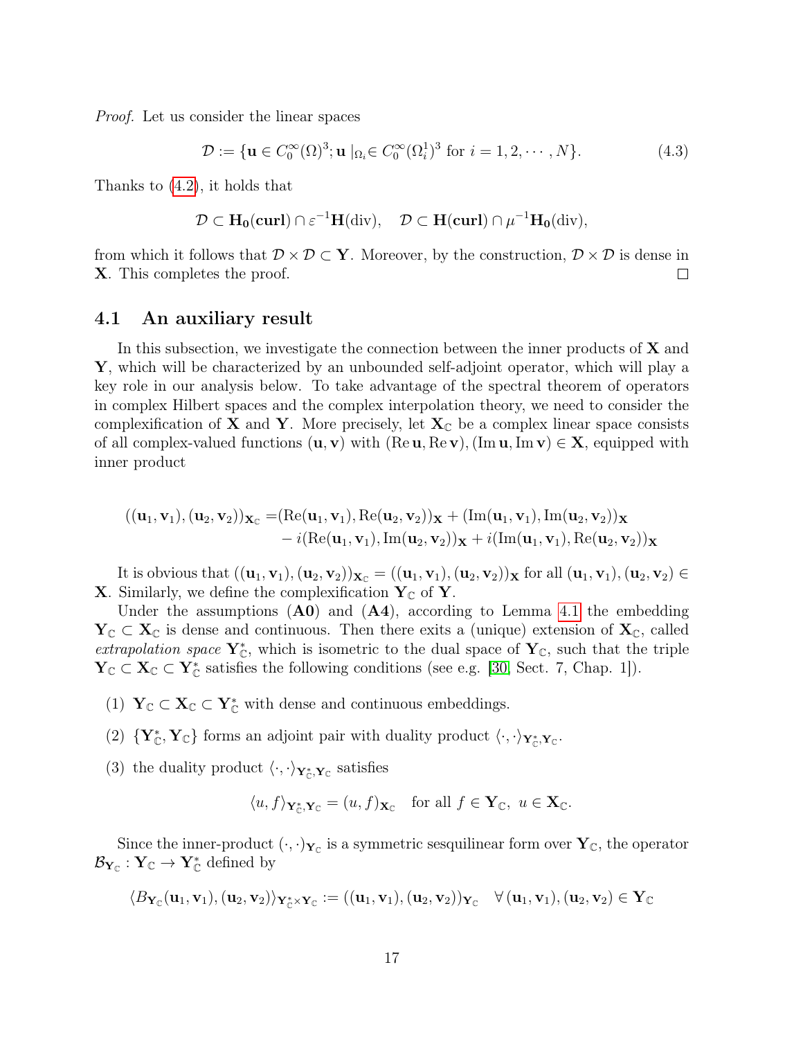*Proof.* Let us consider the linear spaces

$$\mathcal{D} := \{\mathbf{u} \in C_0^\infty(\Omega)^3; \mathbf{u}\,|_{\Omega_i} \in C_0^\infty(\Omega_i^1)^3 \text{ for } i = 1, 2, \cdots, N\}. \tag{4.3}$$

Thanks to (4.2), it holds that

$$\mathcal{D} \subset \mathbf{H_0}(\mathbf{curl}) \cap \varepsilon^{-1}\mathbf{H}(\mathrm{div}), \quad \mathcal{D} \subset \mathbf{H}(\mathbf{curl}) \cap \mu^{-1}\mathbf{H_0}(\mathrm{div}),$$

from which it follows that $\mathcal{D} \times \mathcal{D} \subset \mathbf{Y}$. Moreover, by the construction, $\mathcal{D} \times \mathcal{D}$ is dense in $\mathbf{X}$. This completes the proof. $\square$

## 4.1 An auxiliary result

In this subsection, we investigate the connection between the inner products of $\mathbf{X}$ and $\mathbf{Y}$, which will be characterized by an unbounded self-adjoint operator, which will play a key role in our analysis below. To take advantage of the spectral theorem of operators in complex Hilbert spaces and the complex interpolation theory, we need to consider the complexification of $\mathbf{X}$ and $\mathbf{Y}$. More precisely, let $\mathbf{X}_\mathbb{C}$ be a complex linear space consists of all complex-valued functions $(\mathbf{u}, \mathbf{v})$ with $(\mathrm{Re}\,\mathbf{u}, \mathrm{Re}\,\mathbf{v}), (\mathrm{Im}\,\mathbf{u}, \mathrm{Im}\,\mathbf{v}) \in \mathbf{X}$, equipped with inner product

$$\begin{aligned}((\mathbf{u}_1, \mathbf{v}_1), (\mathbf{u}_2, \mathbf{v}_2))_{\mathbf{X}_\mathbb{C}} =&(\mathrm{Re}(\mathbf{u}_1, \mathbf{v}_1), \mathrm{Re}(\mathbf{u}_2, \mathbf{v}_2))_\mathbf{X} + (\mathrm{Im}(\mathbf{u}_1, \mathbf{v}_1), \mathrm{Im}(\mathbf{u}_2, \mathbf{v}_2))_\mathbf{X}\\ &- i(\mathrm{Re}(\mathbf{u}_1, \mathbf{v}_1), \mathrm{Im}(\mathbf{u}_2, \mathbf{v}_2))_\mathbf{X} + i(\mathrm{Im}(\mathbf{u}_1, \mathbf{v}_1), \mathrm{Re}(\mathbf{u}_2, \mathbf{v}_2))_\mathbf{X}\end{aligned}$$

It is obvious that $((\mathbf{u}_1, \mathbf{v}_1), (\mathbf{u}_2, \mathbf{v}_2))_{\mathbf{X}_\mathbb{C}} = ((\mathbf{u}_1, \mathbf{v}_1), (\mathbf{u}_2, \mathbf{v}_2))_\mathbf{X}$ for all $(\mathbf{u}_1, \mathbf{v}_1), (\mathbf{u}_2, \mathbf{v}_2) \in \mathbf{X}$. Similarly, we define the complexification $\mathbf{Y}_\mathbb{C}$ of $\mathbf{Y}$.

Under the assumptions (**A0**) and (**A4**), according to Lemma 4.1 the embedding $\mathbf{Y}_\mathbb{C} \subset \mathbf{X}_\mathbb{C}$ is dense and continuous. Then there exits a (unique) extension of $\mathbf{X}_\mathbb{C}$, called *extrapolation space* $\mathbf{Y}_\mathbb{C}^*$, which is isometric to the dual space of $\mathbf{Y}_\mathbb{C}$, such that the triple $\mathbf{Y}_\mathbb{C} \subset \mathbf{X}_\mathbb{C} \subset \mathbf{Y}_\mathbb{C}^*$ satisfies the following conditions (see e.g. [30, Sect. 7, Chap. 1]).

(1) $\mathbf{Y}_\mathbb{C} \subset \mathbf{X}_\mathbb{C} \subset \mathbf{Y}_\mathbb{C}^*$ with dense and continuous embeddings.

(2) $\{\mathbf{Y}_\mathbb{C}^*, \mathbf{Y}_\mathbb{C}\}$ forms an adjoint pair with duality product $\langle\cdot,\cdot\rangle_{\mathbf{Y}_\mathbb{C}^*,\mathbf{Y}_\mathbb{C}}$.

(3) the duality product $\langle\cdot,\cdot\rangle_{\mathbf{Y}_\mathbb{C}^*,\mathbf{Y}_\mathbb{C}}$ satisfies

$$\langle u, f\rangle_{\mathbf{Y}_\mathbb{C}^*,\mathbf{Y}_\mathbb{C}} = (u, f)_{\mathbf{X}_\mathbb{C}} \quad \text{for all } f \in \mathbf{Y}_\mathbb{C},\ u \in \mathbf{X}_\mathbb{C}.$$

Since the inner-product $(\cdot,\cdot)_{\mathbf{Y}_\mathbb{C}}$ is a symmetric sesquilinear form over $\mathbf{Y}_\mathbb{C}$, the operator $\mathcal{B}_{\mathbf{Y}_\mathbb{C}} : \mathbf{Y}_\mathbb{C} \to \mathbf{Y}_\mathbb{C}^*$ defined by

$$\langle B_{\mathbf{Y}_\mathbb{C}}(\mathbf{u}_1, \mathbf{v}_1), (\mathbf{u}_2, \mathbf{v}_2)\rangle_{\mathbf{Y}_\mathbb{C}^*\times\mathbf{Y}_\mathbb{C}} := ((\mathbf{u}_1, \mathbf{v}_1), (\mathbf{u}_2, \mathbf{v}_2))_{\mathbf{Y}_\mathbb{C}} \quad \forall\,(\mathbf{u}_1, \mathbf{v}_1), (\mathbf{u}_2, \mathbf{v}_2) \in \mathbf{Y}_\mathbb{C}$$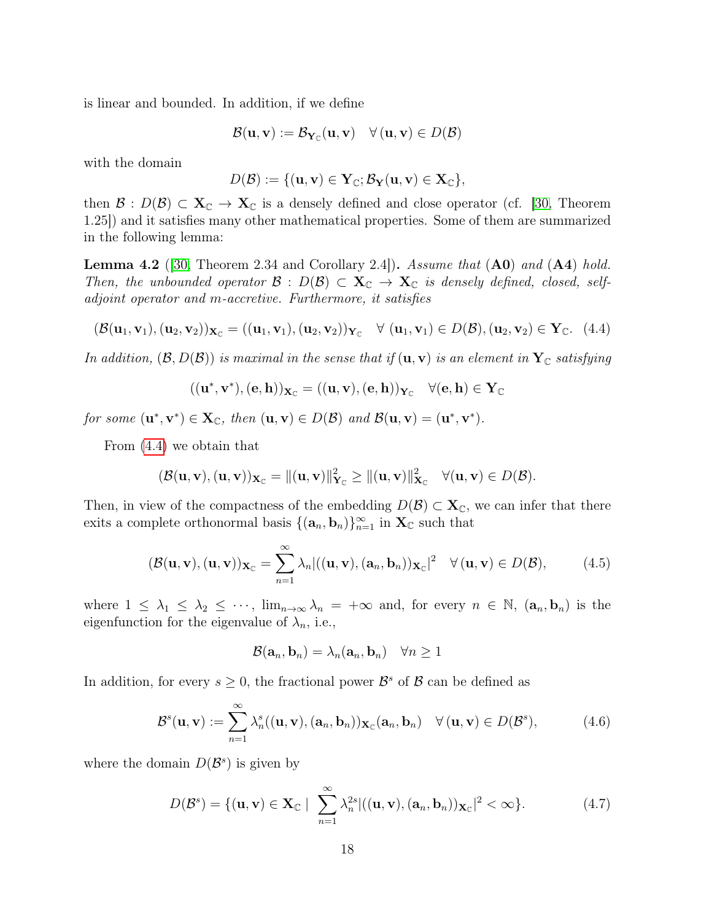is linear and bounded. In addition, if we define

$$\mathcal{B}(\mathbf{u}, \mathbf{v}) := \mathcal{B}_{\mathbf{Y}_{\mathbb{C}}}(\mathbf{u}, \mathbf{v}) \quad \forall (\mathbf{u}, \mathbf{v}) \in D(\mathcal{B})$$

with the domain

$$D(\mathcal{B}) := \{(\mathbf{u}, \mathbf{v}) \in \mathbf{Y}_{\mathbb{C}}; \mathcal{B}_{\mathbf{Y}}(\mathbf{u}, \mathbf{v}) \in \mathbf{X}_{\mathbb{C}}\},$$

then $\mathcal{B} : D(\mathcal{B}) \subset \mathbf{X}_{\mathbb{C}} \to \mathbf{X}_{\mathbb{C}}$ is a densely defined and close operator (cf. [30, Theorem 1.25]) and it satisfies many other mathematical properties. Some of them are summarized in the following lemma:

**Lemma 4.2** ([30, Theorem 2.34 and Corollary 2.4])**.** *Assume that* (**A0**) *and* (**A4**) *hold. Then, the unbounded operator $\mathcal{B} : D(\mathcal{B}) \subset \mathbf{X}_{\mathbb{C}} \to \mathbf{X}_{\mathbb{C}}$ is densely defined, closed, self-adjoint operator and m-accretive. Furthermore, it satisfies*

$$(\mathcal{B}(\mathbf{u}_1, \mathbf{v}_1), (\mathbf{u}_2, \mathbf{v}_2))_{\mathbf{X}_{\mathbb{C}}} = ((\mathbf{u}_1, \mathbf{v}_1), (\mathbf{u}_2, \mathbf{v}_2))_{\mathbf{Y}_{\mathbb{C}}} \quad \forall \ (\mathbf{u}_1, \mathbf{v}_1) \in D(\mathcal{B}), (\mathbf{u}_2, \mathbf{v}_2) \in \mathbf{Y}_{\mathbb{C}}. \quad (4.4)$$

*In addition, $(\mathcal{B}, D(\mathcal{B}))$ is maximal in the sense that if $(\mathbf{u}, \mathbf{v})$ is an element in $\mathbf{Y}_{\mathbb{C}}$ satisfying*

$$((\mathbf{u}^*, \mathbf{v}^*), (\mathbf{e}, \mathbf{h}))_{\mathbf{X}_{\mathbb{C}}} = ((\mathbf{u}, \mathbf{v}), (\mathbf{e}, \mathbf{h}))_{\mathbf{Y}_{\mathbb{C}}} \quad \forall (\mathbf{e}, \mathbf{h}) \in \mathbf{Y}_{\mathbb{C}}$$

*for some $(\mathbf{u}^*, \mathbf{v}^*) \in \mathbf{X}_{\mathbb{C}}$, then $(\mathbf{u}, \mathbf{v}) \in D(\mathcal{B})$ and $\mathcal{B}(\mathbf{u}, \mathbf{v}) = (\mathbf{u}^*, \mathbf{v}^*)$.*

From (4.4) we obtain that

$$(\mathcal{B}(\mathbf{u}, \mathbf{v}), (\mathbf{u}, \mathbf{v}))_{\mathbf{X}_{\mathbb{C}}} = \|(\mathbf{u}, \mathbf{v})\|^2_{\mathbf{Y}_{\mathbb{C}}} \geq \|(\mathbf{u}, \mathbf{v})\|^2_{\mathbf{X}_{\mathbb{C}}} \quad \forall (\mathbf{u}, \mathbf{v}) \in D(\mathcal{B}).$$

Then, in view of the compactness of the embedding $D(\mathcal{B}) \subset \mathbf{X}_{\mathbb{C}}$, we can infer that there exits a complete orthonormal basis $\{(\mathbf{a}_n, \mathbf{b}_n)\}_{n=1}^{\infty}$ in $\mathbf{X}_{\mathbb{C}}$ such that

$$(\mathcal{B}(\mathbf{u}, \mathbf{v}), (\mathbf{u}, \mathbf{v}))_{\mathbf{X}_{\mathbb{C}}} = \sum_{n=1}^{\infty} \lambda_n |((\mathbf{u}, \mathbf{v}), (\mathbf{a}_n, \mathbf{b}_n))_{\mathbf{X}_{\mathbb{C}}}|^2 \quad \forall \ (\mathbf{u}, \mathbf{v}) \in D(\mathcal{B}), \quad (4.5)$$

where $1 \leq \lambda_1 \leq \lambda_2 \leq \cdots$, $\lim_{n \to \infty} \lambda_n = +\infty$ and, for every $n \in \mathbb{N}$, $(\mathbf{a}_n, \mathbf{b}_n)$ is the eigenfunction for the eigenvalue of $\lambda_n$, i.e.,

$$\mathcal{B}(\mathbf{a}_n, \mathbf{b}_n) = \lambda_n (\mathbf{a}_n, \mathbf{b}_n) \quad \forall n \geq 1$$

In addition, for every $s \geq 0$, the fractional power $\mathcal{B}^s$ of $\mathcal{B}$ can be defined as

$$\mathcal{B}^s(\mathbf{u}, \mathbf{v}) := \sum_{n=1}^{\infty} \lambda_n^s ((\mathbf{u}, \mathbf{v}), (\mathbf{a}_n, \mathbf{b}_n))_{\mathbf{X}_{\mathbb{C}}} (\mathbf{a}_n, \mathbf{b}_n) \quad \forall \ (\mathbf{u}, \mathbf{v}) \in D(\mathcal{B}^s), \quad (4.6)$$

where the domain $D(\mathcal{B}^s)$ is given by

$$D(\mathcal{B}^s) = \{(\mathbf{u}, \mathbf{v}) \in \mathbf{X}_{\mathbb{C}} \mid \sum_{n=1}^{\infty} \lambda_n^{2s} |((\mathbf{u}, \mathbf{v}), (\mathbf{a}_n, \mathbf{b}_n))_{\mathbf{X}_{\mathbb{C}}}|^2 < \infty\}. \quad (4.7)$$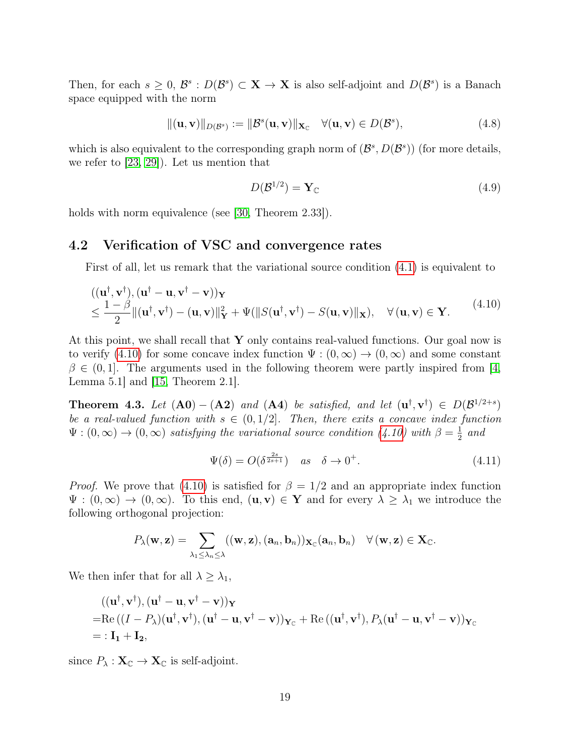Then, for each $s \geq 0$, $\mathcal{B}^s : D(\mathcal{B}^s) \subset \mathbf{X} \to \mathbf{X}$ is also self-adjoint and $D(\mathcal{B}^s)$ is a Banach space equipped with the norm

$$\|(\mathbf{u}, \mathbf{v})\|_{D(\mathcal{B}^s)} := \|\mathcal{B}^s(\mathbf{u}, \mathbf{v})\|_{\mathbf{X}_\mathbb{C}} \quad \forall (\mathbf{u}, \mathbf{v}) \in D(\mathcal{B}^s), \tag{4.8}$$

which is also equivalent to the corresponding graph norm of $(\mathcal{B}^s, D(\mathcal{B}^s))$ (for more details, we refer to [23, 29]). Let us mention that

$$D(\mathcal{B}^{1/2}) = \mathbf{Y}_\mathbb{C} \tag{4.9}$$

holds with norm equivalence (see [30, Theorem 2.33]).

## 4.2 Verification of VSC and convergence rates

First of all, let us remark that the variational source condition (4.1) is equivalent to

$$\begin{aligned} &((\mathbf{u}^\dagger, \mathbf{v}^\dagger), (\mathbf{u}^\dagger - \mathbf{u}, \mathbf{v}^\dagger - \mathbf{v}))_{\mathbf{Y}} \\ &\leq \frac{1-\beta}{2} \|(\mathbf{u}^\dagger, \mathbf{v}^\dagger) - (\mathbf{u}, \mathbf{v})\|_{\mathbf{Y}}^2 + \Psi(\|S(\mathbf{u}^\dagger, \mathbf{v}^\dagger) - S(\mathbf{u}, \mathbf{v})\|_{\mathbf{X}}), \quad \forall (\mathbf{u}, \mathbf{v}) \in \mathbf{Y}. \end{aligned} \tag{4.10}$$

At this point, we shall recall that $\mathbf{Y}$ only contains real-valued functions. Our goal now is to verify (4.10) for some concave index function $\Psi : (0, \infty) \to (0, \infty)$ and some constant $\beta \in (0, 1]$. The arguments used in the following theorem were partly inspired from [4, Lemma 5.1] and [15, Theorem 2.1].

**Theorem 4.3.** *Let* $(\mathbf{A0}) - (\mathbf{A2})$ *and* $(\mathbf{A4})$ *be satisfied, and let* $(\mathbf{u}^\dagger, \mathbf{v}^\dagger) \in D(\mathcal{B}^{1/2+s})$ *be a real-valued function with* $s \in (0, 1/2]$*. Then, there exits a concave index function* $\Psi : (0, \infty) \to (0, \infty)$ *satisfying the variational source condition (4.10) with* $\beta = \frac{1}{2}$ *and*

$$\Psi(\delta) = O(\delta^{\frac{2s}{2s+1}}) \quad \text{as} \quad \delta \to 0^+. \tag{4.11}$$

*Proof.* We prove that (4.10) is satisfied for $\beta = 1/2$ and an appropriate index function $\Psi : (0, \infty) \to (0, \infty)$. To this end, $(\mathbf{u}, \mathbf{v}) \in \mathbf{Y}$ and for every $\lambda \geq \lambda_1$ we introduce the following orthogonal projection:

$$P_\lambda(\mathbf{w}, \mathbf{z}) = \sum_{\lambda_1 \leq \lambda_n \leq \lambda} ((\mathbf{w}, \mathbf{z}), (\mathbf{a}_n, \mathbf{b}_n))_{\mathbf{X}_\mathbb{C}} (\mathbf{a}_n, \mathbf{b}_n) \quad \forall (\mathbf{w}, \mathbf{z}) \in \mathbf{X}_\mathbb{C}.$$

We then infer that for all $\lambda \geq \lambda_1$,

$$\begin{aligned} &((\mathbf{u}^\dagger, \mathbf{v}^\dagger), (\mathbf{u}^\dagger - \mathbf{u}, \mathbf{v}^\dagger - \mathbf{v}))_{\mathbf{Y}} \\ =&\operatorname{Re}((I - P_\lambda)(\mathbf{u}^\dagger, \mathbf{v}^\dagger), (\mathbf{u}^\dagger - \mathbf{u}, \mathbf{v}^\dagger - \mathbf{v}))_{\mathbf{Y}_\mathbb{C}} + \operatorname{Re}((\mathbf{u}^\dagger, \mathbf{v}^\dagger), P_\lambda(\mathbf{u}^\dagger - \mathbf{u}, \mathbf{v}^\dagger - \mathbf{v}))_{\mathbf{Y}_\mathbb{C}} \\ =&: \mathbf{I_1} + \mathbf{I_2}, \end{aligned}$$

since $P_\lambda : \mathbf{X}_\mathbb{C} \to \mathbf{X}_\mathbb{C}$ is self-adjoint.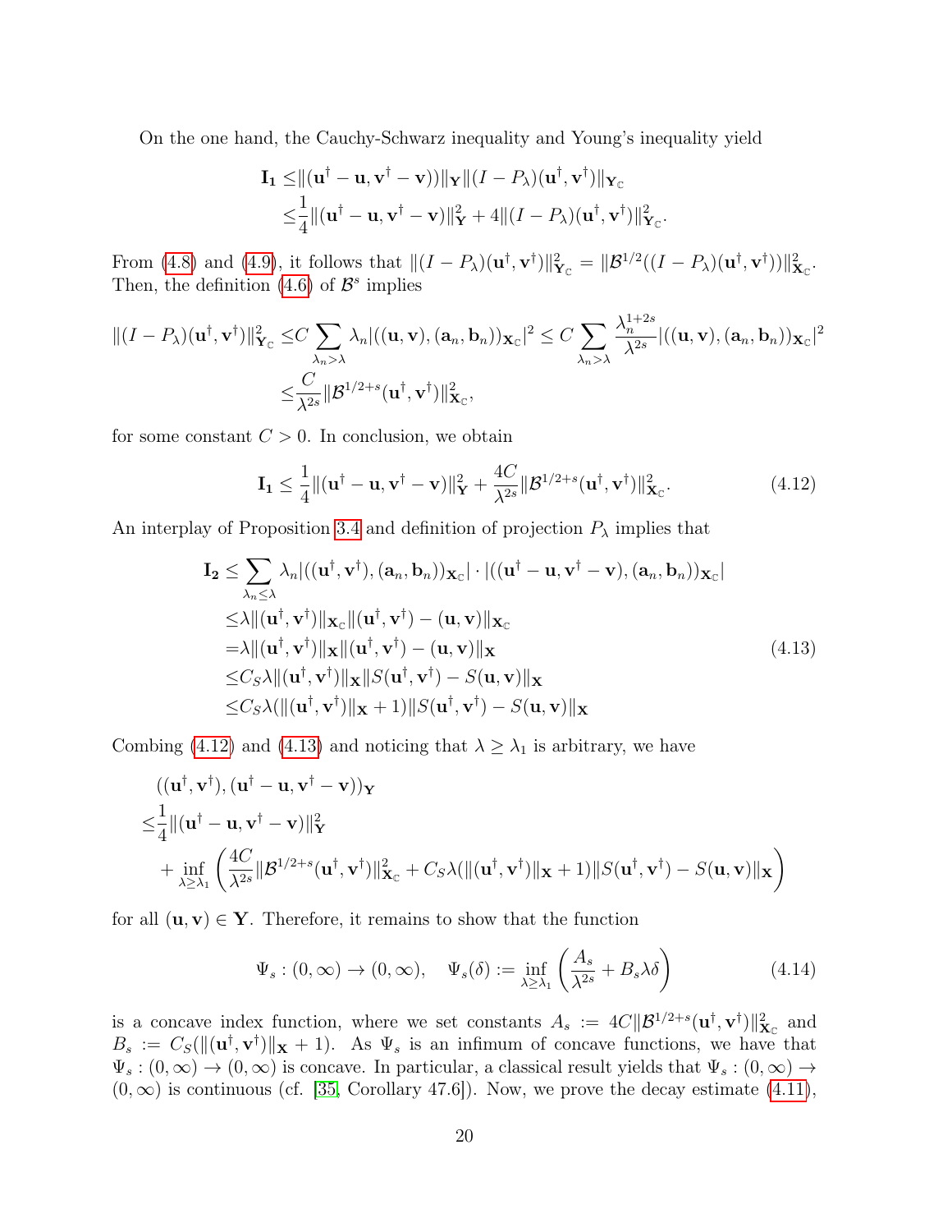On the one hand, the Cauchy-Schwarz inequality and Young's inequality yield

$$
\begin{aligned}
\mathbf{I_1} \leq & \|(\mathbf{u}^\dagger - \mathbf{u}, \mathbf{v}^\dagger - \mathbf{v}))\|_{\mathbf{Y}} \|(I - P_\lambda)(\mathbf{u}^\dagger, \mathbf{v}^\dagger)\|_{\mathbf{Y}_\mathbb{C}} \\
\leq & \frac{1}{4}\|(\mathbf{u}^\dagger - \mathbf{u}, \mathbf{v}^\dagger - \mathbf{v})\|_{\mathbf{Y}}^2 + 4\|(I - P_\lambda)(\mathbf{u}^\dagger, \mathbf{v}^\dagger)\|_{\mathbf{Y}_\mathbb{C}}^2.
\end{aligned}
$$

From (4.8) and (4.9), it follows that $\|(I - P_\lambda)(\mathbf{u}^\dagger, \mathbf{v}^\dagger)\|_{\mathbf{Y}_\mathbb{C}}^2 = \|\mathcal{B}^{1/2}((I - P_\lambda)(\mathbf{u}^\dagger, \mathbf{v}^\dagger))\|_{\mathbf{X}_\mathbb{C}}^2$. Then, the definition (4.6) of $\mathcal{B}^s$ implies

$$
\begin{aligned}
\|(I - P_\lambda)(\mathbf{u}^\dagger, \mathbf{v}^\dagger)\|_{\mathbf{Y}_\mathbb{C}}^2 \leq & C \sum_{\lambda_n > \lambda} \lambda_n |((\mathbf{u}, \mathbf{v}), (\mathbf{a}_n, \mathbf{b}_n))_{\mathbf{X}_\mathbb{C}}|^2 \leq C \sum_{\lambda_n > \lambda} \frac{\lambda_n^{1+2s}}{\lambda^{2s}} |((\mathbf{u}, \mathbf{v}), (\mathbf{a}_n, \mathbf{b}_n))_{\mathbf{X}_\mathbb{C}}|^2 \\
\leq & \frac{C}{\lambda^{2s}} \|\mathcal{B}^{1/2+s}(\mathbf{u}^\dagger, \mathbf{v}^\dagger)\|_{\mathbf{X}_\mathbb{C}}^2,
\end{aligned}
$$

for some constant $C > 0$. In conclusion, we obtain

$$
\mathbf{I_1} \leq \frac{1}{4}\|(\mathbf{u}^\dagger - \mathbf{u}, \mathbf{v}^\dagger - \mathbf{v})\|_{\mathbf{Y}}^2 + \frac{4C}{\lambda^{2s}} \|\mathcal{B}^{1/2+s}(\mathbf{u}^\dagger, \mathbf{v}^\dagger)\|_{\mathbf{X}_\mathbb{C}}^2. \tag{4.12}
$$

An interplay of Proposition 3.4 and definition of projection $P_\lambda$ implies that

$$
\begin{aligned}
\mathbf{I_2} \leq & \sum_{\lambda_n \leq \lambda} \lambda_n |((\mathbf{u}^\dagger, \mathbf{v}^\dagger), (\mathbf{a}_n, \mathbf{b}_n))_{\mathbf{X}_\mathbb{C}}| \cdot |((\mathbf{u}^\dagger - \mathbf{u}, \mathbf{v}^\dagger - \mathbf{v}), (\mathbf{a}_n, \mathbf{b}_n))_{\mathbf{X}_\mathbb{C}}| \\
\leq & \lambda \|(\mathbf{u}^\dagger, \mathbf{v}^\dagger)\|_{\mathbf{X}_\mathbb{C}} \|(\mathbf{u}^\dagger, \mathbf{v}^\dagger) - (\mathbf{u}, \mathbf{v})\|_{\mathbf{X}_\mathbb{C}} \\
= & \lambda \|(\mathbf{u}^\dagger, \mathbf{v}^\dagger)\|_{\mathbf{X}} \|(\mathbf{u}^\dagger, \mathbf{v}^\dagger) - (\mathbf{u}, \mathbf{v})\|_{\mathbf{X}} \\
\leq & C_S \lambda \|(\mathbf{u}^\dagger, \mathbf{v}^\dagger)\|_{\mathbf{X}} \|S(\mathbf{u}^\dagger, \mathbf{v}^\dagger) - S(\mathbf{u}, \mathbf{v})\|_{\mathbf{X}} \\
\leq & C_S \lambda (\|(\mathbf{u}^\dagger, \mathbf{v}^\dagger)\|_{\mathbf{X}} + 1) \|S(\mathbf{u}^\dagger, \mathbf{v}^\dagger) - S(\mathbf{u}, \mathbf{v})\|_{\mathbf{X}}
\end{aligned} \tag{4.13}
$$

Combing (4.12) and (4.13) and noticing that $\lambda \geq \lambda_1$ is arbitrary, we have

$$
\begin{aligned}
& ((\mathbf{u}^\dagger, \mathbf{v}^\dagger), (\mathbf{u}^\dagger - \mathbf{u}, \mathbf{v}^\dagger - \mathbf{v}))_{\mathbf{Y}} \\
\leq & \frac{1}{4}\|(\mathbf{u}^\dagger - \mathbf{u}, \mathbf{v}^\dagger - \mathbf{v})\|_{\mathbf{Y}}^2 \\
& + \inf_{\lambda \geq \lambda_1} \left( \frac{4C}{\lambda^{2s}} \|\mathcal{B}^{1/2+s}(\mathbf{u}^\dagger, \mathbf{v}^\dagger)\|_{\mathbf{X}_\mathbb{C}}^2 + C_S \lambda (\|(\mathbf{u}^\dagger, \mathbf{v}^\dagger)\|_{\mathbf{X}} + 1) \|S(\mathbf{u}^\dagger, \mathbf{v}^\dagger) - S(\mathbf{u}, \mathbf{v})\|_{\mathbf{X}} \right)
\end{aligned}
$$

for all $(\mathbf{u}, \mathbf{v}) \in \mathbf{Y}$. Therefore, it remains to show that the function

$$
\Psi_s : (0, \infty) \to (0, \infty), \quad \Psi_s(\delta) := \inf_{\lambda \geq \lambda_1} \left( \frac{A_s}{\lambda^{2s}} + B_s \lambda \delta \right) \tag{4.14}
$$

is a concave index function, where we set constants $A_s := 4C\|\mathcal{B}^{1/2+s}(\mathbf{u}^\dagger, \mathbf{v}^\dagger)\|_{\mathbf{X}_\mathbb{C}}^2$ and $B_s := C_S(\|(\mathbf{u}^\dagger, \mathbf{v}^\dagger)\|_{\mathbf{X}} + 1)$. As $\Psi_s$ is an infimum of concave functions, we have that $\Psi_s : (0, \infty) \to (0, \infty)$ is concave. In particular, a classical result yields that $\Psi_s : (0, \infty) \to (0, \infty)$ is continuous (cf. [35, Corollary 47.6]). Now, we prove the decay estimate (4.11),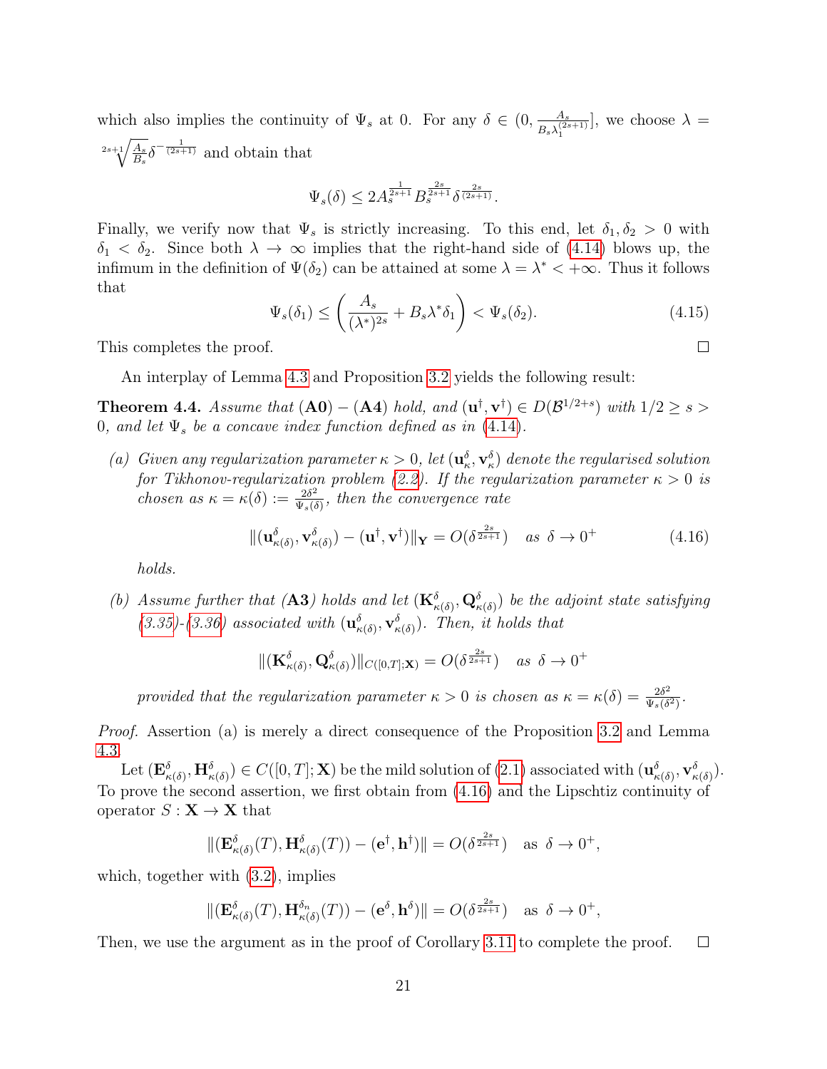which also implies the continuity of $\Psi_s$ at 0. For any $\delta \in (0, \frac{A_s}{B_s \lambda_1^{(2s+1)}}]$, we choose $\lambda = \sqrt[2s+1]{\frac{A_s}{B_s}} \delta^{-\frac{1}{(2s+1)}}$ and obtain that

$$\Psi_s(\delta) \leq 2 A_s^{\frac{1}{2s+1}} B_s^{\frac{2s}{2s+1}} \delta^{\frac{2s}{(2s+1)}}.$$

Finally, we verify now that $\Psi_s$ is strictly increasing. To this end, let $\delta_1, \delta_2 > 0$ with $\delta_1 < \delta_2$. Since both $\lambda \to \infty$ implies that the right-hand side of (4.14) blows up, the infimum in the definition of $\Psi(\delta_2)$ can be attained at some $\lambda = \lambda^* < +\infty$. Thus it follows that

$$\Psi_s(\delta_1) \leq \left( \frac{A_s}{(\lambda^*)^{2s}} + B_s \lambda^* \delta_1 \right) < \Psi_s(\delta_2). \tag{4.15}$$

This completes the proof. $\square$

An interplay of Lemma 4.3 and Proposition 3.2 yields the following result:

**Theorem 4.4.** *Assume that* **(A0)** $-$ **(A4)** *hold, and* $(\mathbf{u}^\dagger, \mathbf{v}^\dagger) \in D(\mathcal{B}^{1/2+s})$ *with* $1/2 \geq s > 0$, *and let* $\Psi_s$ *be a concave index function defined as in* (4.14).

*(a) Given any regularization parameter* $\kappa > 0$, *let* $(\mathbf{u}_\kappa^\delta, \mathbf{v}_\kappa^\delta)$ *denote the regularised solution for Tikhonov-regularization problem (2.2). If the regularization parameter* $\kappa > 0$ *is chosen as* $\kappa = \kappa(\delta) := \frac{2\delta^2}{\Psi_s(\delta)}$, *then the convergence rate*

$$\|(\mathbf{u}_{\kappa(\delta)}^\delta, \mathbf{v}_{\kappa(\delta)}^\delta) - (\mathbf{u}^\dagger, \mathbf{v}^\dagger)\|_{\mathbf{Y}} = O(\delta^{\frac{2s}{2s+1}}) \quad \text{as } \delta \to 0^+ \tag{4.16}$$

*holds.*

*(b) Assume further that* **(A3)** *holds and let* $(\mathbf{K}_{\kappa(\delta)}^\delta, \mathbf{Q}_{\kappa(\delta)}^\delta)$ *be the adjoint state satisfying (3.35)-(3.36) associated with* $(\mathbf{u}_{\kappa(\delta)}^\delta, \mathbf{v}_{\kappa(\delta)}^\delta)$. *Then, it holds that*

$$\|(\mathbf{K}_{\kappa(\delta)}^\delta, \mathbf{Q}_{\kappa(\delta)}^\delta)\|_{C([0,T];\mathbf{X})} = O(\delta^{\frac{2s}{2s+1}}) \quad \text{as } \delta \to 0^+$$

*provided that the regularization parameter* $\kappa > 0$ *is chosen as* $\kappa = \kappa(\delta) = \frac{2\delta^2}{\Psi_s(\delta^2)}$.

*Proof.* Assertion (a) is merely a direct consequence of the Proposition 3.2 and Lemma 4.3.

Let $(\mathbf{E}_{\kappa(\delta)}^\delta, \mathbf{H}_{\kappa(\delta)}^\delta) \in C([0,T]; \mathbf{X})$ be the mild solution of (2.1) associated with $(\mathbf{u}_{\kappa(\delta)}^\delta, \mathbf{v}_{\kappa(\delta)}^\delta)$. To prove the second assertion, we first obtain from (4.16) and the Lipschtiz continuity of operator $S : \mathbf{X} \to \mathbf{X}$ that

$$\|(\mathbf{E}_{\kappa(\delta)}^\delta(T), \mathbf{H}_{\kappa(\delta)}^\delta(T)) - (\mathbf{e}^\dagger, \mathbf{h}^\dagger)\| = O(\delta^{\frac{2s}{2s+1}}) \quad \text{as } \delta \to 0^+,$$

which, together with (3.2), implies

$$\|(\mathbf{E}_{\kappa(\delta)}^\delta(T), \mathbf{H}_{\kappa(\delta)}^{\delta_n}(T)) - (\mathbf{e}^\delta, \mathbf{h}^\delta)\| = O(\delta^{\frac{2s}{2s+1}}) \quad \text{as } \delta \to 0^+,$$

Then, we use the argument as in the proof of Corollary 3.11 to complete the proof. $\square$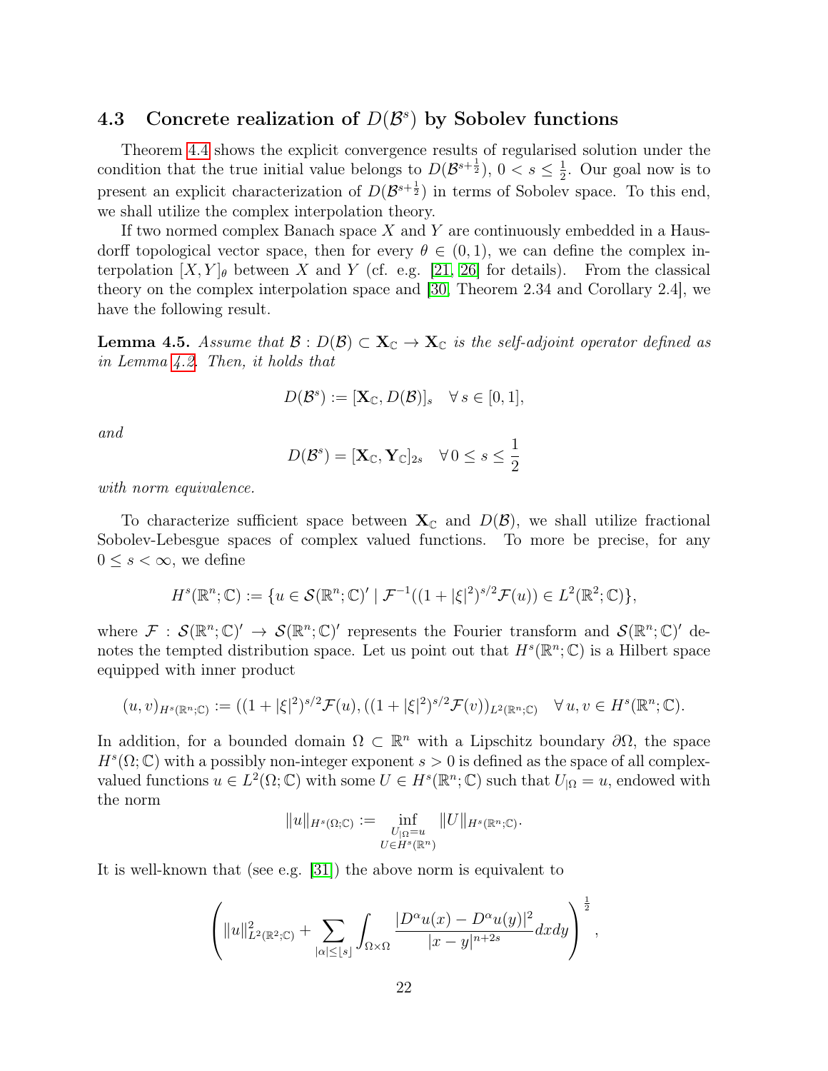### 4.3 Concrete realization of $D(\mathcal{B}^s)$ by Sobolev functions

Theorem 4.4 shows the explicit convergence results of regularised solution under the condition that the true initial value belongs to $D(\mathcal{B}^{s+\frac{1}{2}})$, $0 < s \leq \frac{1}{2}$. Our goal now is to present an explicit characterization of $D(\mathcal{B}^{s+\frac{1}{2}})$ in terms of Sobolev space. To this end, we shall utilize the complex interpolation theory.

If two normed complex Banach space $X$ and $Y$ are continuously embedded in a Hausdorff topological vector space, then for every $\theta \in (0,1)$, we can define the complex interpolation $[X,Y]_\theta$ between $X$ and $Y$ (cf. e.g. [21, 26] for details). From the classical theory on the complex interpolation space and [30, Theorem 2.34 and Corollary 2.4], we have the following result.

**Lemma 4.5.** *Assume that $\mathcal{B} : D(\mathcal{B}) \subset \mathbf{X}_{\mathbb{C}} \to \mathbf{X}_{\mathbb{C}}$ is the self-adjoint operator defined as in Lemma 4.2. Then, it holds that*

$$D(\mathcal{B}^s) := [\mathbf{X}_{\mathbb{C}}, D(\mathcal{B})]_s \quad \forall\, s \in [0,1],$$

*and*

$$D(\mathcal{B}^s) = [\mathbf{X}_{\mathbb{C}}, \mathbf{Y}_{\mathbb{C}}]_{2s} \quad \forall\, 0 \leq s \leq \frac{1}{2}$$

*with norm equivalence.*

To characterize sufficient space between $\mathbf{X}_{\mathbb{C}}$ and $D(\mathcal{B})$, we shall utilize fractional Sobolev-Lebesgue spaces of complex valued functions. To more be precise, for any $0 \leq s < \infty$, we define

$$H^s(\mathbb{R}^n;\mathbb{C}) := \{u \in \mathcal{S}(\mathbb{R}^n;\mathbb{C})' \mid \mathcal{F}^{-1}((1+|\xi|^2)^{s/2}\mathcal{F}(u)) \in L^2(\mathbb{R}^2;\mathbb{C})\},$$

where $\mathcal{F} : \mathcal{S}(\mathbb{R}^n;\mathbb{C})' \to \mathcal{S}(\mathbb{R}^n;\mathbb{C})'$ represents the Fourier transform and $\mathcal{S}(\mathbb{R}^n;\mathbb{C})'$ denotes the tempted distribution space. Let us point out that $H^s(\mathbb{R}^n;\mathbb{C})$ is a Hilbert space equipped with inner product

$$(u,v)_{H^s(\mathbb{R}^n;\mathbb{C})} := ((1+|\xi|^2)^{s/2}\mathcal{F}(u), ((1+|\xi|^2)^{s/2}\mathcal{F}(v))_{L^2(\mathbb{R}^n;\mathbb{C})} \quad \forall\, u,v \in H^s(\mathbb{R}^n;\mathbb{C}).$$

In addition, for a bounded domain $\Omega \subset \mathbb{R}^n$ with a Lipschitz boundary $\partial\Omega$, the space $H^s(\Omega;\mathbb{C})$ with a possibly non-integer exponent $s > 0$ is defined as the space of all complex-valued functions $u \in L^2(\Omega;\mathbb{C})$ with some $U \in H^s(\mathbb{R}^n;\mathbb{C})$ such that $U_{|\Omega} = u$, endowed with the norm

$$\|u\|_{H^s(\Omega;\mathbb{C})} := \inf_{\substack{U_{|\Omega}=u \\ U \in H^s(\mathbb{R}^n)}} \|U\|_{H^s(\mathbb{R}^n;\mathbb{C})}.$$

It is well-known that (see e.g. [31]) the above norm is equivalent to

$$\left( \|u\|^2_{L^2(\mathbb{R}^2;\mathbb{C})} + \sum_{|\alpha| \leq \lfloor s \rfloor} \int_{\Omega\times\Omega} \frac{|D^\alpha u(x) - D^\alpha u(y)|^2}{|x-y|^{n+2s}} dxdy \right)^{\frac{1}{2}},$$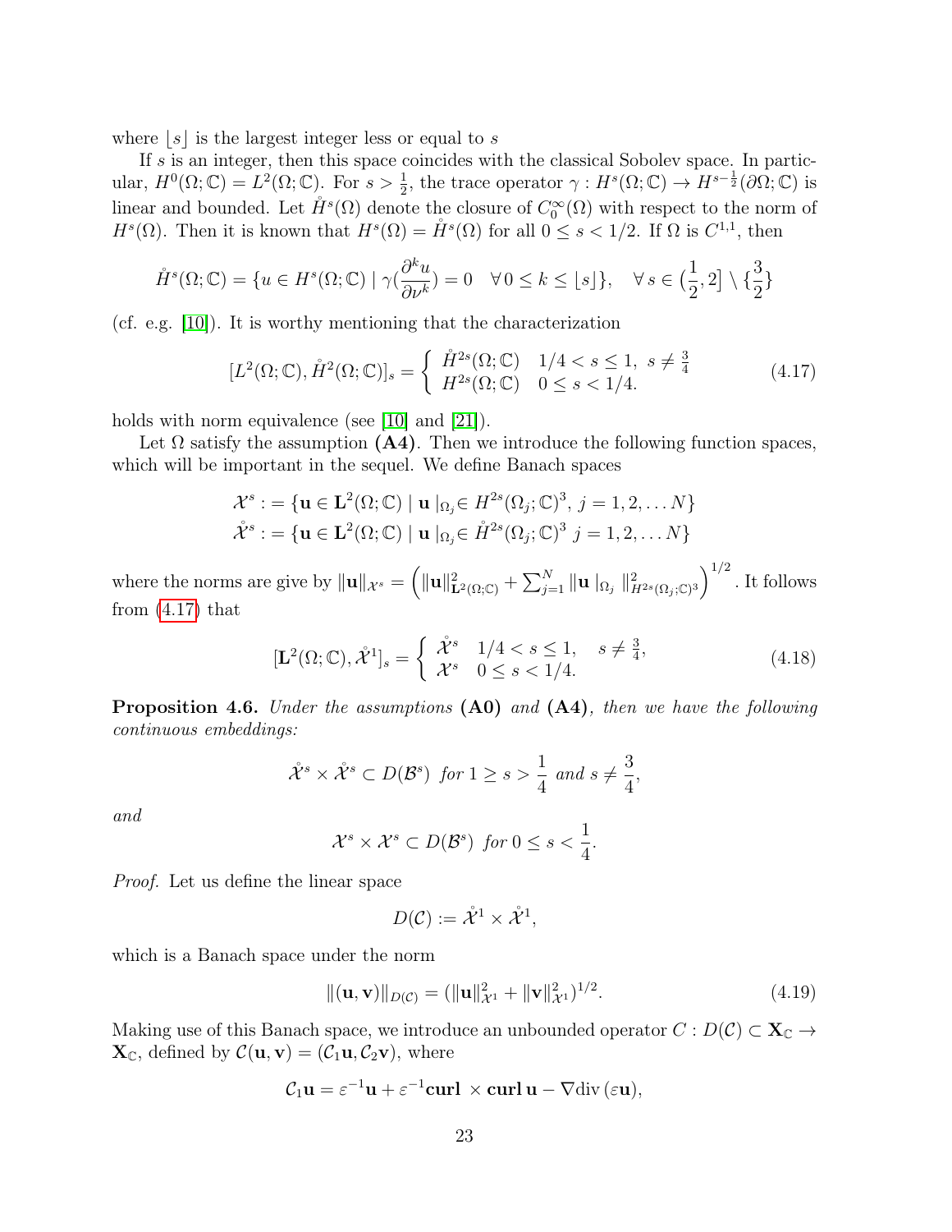where $\lfloor s \rfloor$ is the largest integer less or equal to $s$

If $s$ is an integer, then this space coincides with the classical Sobolev space. In particular, $H^0(\Omega;\mathbb{C}) = L^2(\Omega;\mathbb{C})$. For $s > \frac{1}{2}$, the trace operator $\gamma : H^s(\Omega;\mathbb{C}) \to H^{s-\frac{1}{2}}(\partial\Omega;\mathbb{C})$ is linear and bounded. Let $\mathring{H}^s(\Omega)$ denote the closure of $C_0^\infty(\Omega)$ with respect to the norm of $H^s(\Omega)$. Then it is known that $H^s(\Omega) = \mathring{H}^s(\Omega)$ for all $0 \le s < 1/2$. If $\Omega$ is $C^{1,1}$, then

$$\mathring{H}^s(\Omega;\mathbb{C}) = \{u \in H^s(\Omega;\mathbb{C}) \mid \gamma(\frac{\partial^k u}{\partial \nu^k}) = 0 \quad \forall\, 0 \le k \le \lfloor s \rfloor\}, \quad \forall\, s \in \big(\frac{1}{2}, 2\big] \setminus \{\frac{3}{2}\}$$

(cf. e.g. [10]). It is worthy mentioning that the characterization

$$[L^2(\Omega;\mathbb{C}), \mathring{H}^2(\Omega;\mathbb{C})]_s = \begin{cases} \mathring{H}^{2s}(\Omega;\mathbb{C}) & 1/4 < s \le 1,\ s \ne \frac{3}{4} \\ H^{2s}(\Omega;\mathbb{C}) & 0 \le s < 1/4. \end{cases} \tag{4.17}$$

holds with norm equivalence (see [10] and [21]).

Let $\Omega$ satisfy the assumption **(A4)**. Then we introduce the following function spaces, which will be important in the sequel. We define Banach spaces

$$\begin{aligned} \mathcal{X}^s &:= \{\mathbf{u} \in \mathbf{L}^2(\Omega;\mathbb{C}) \mid \mathbf{u}\mid_{\Omega_j} \in H^{2s}(\Omega_j;\mathbb{C})^3,\ j = 1,2,\dots N\} \\ \mathring{\mathcal{X}}^s &:= \{\mathbf{u} \in \mathbf{L}^2(\Omega;\mathbb{C}) \mid \mathbf{u}\mid_{\Omega_j} \in \mathring{H}^{2s}(\Omega_j;\mathbb{C})^3\ j = 1,2,\dots N\} \end{aligned}$$

where the norms are give by $\|\mathbf{u}\|_{\mathcal{X}^s} = \left(\|\mathbf{u}\|^2_{\mathbf{L}^2(\Omega;\mathbb{C})} + \sum_{j=1}^N \|\mathbf{u}\mid_{\Omega_j}\|^2_{H^{2s}(\Omega_j;\mathbb{C})^3}\right)^{1/2}$. It follows from (4.17) that

$$[\mathbf{L}^2(\Omega;\mathbb{C}), \mathring{\mathcal{X}}^1]_s = \begin{cases} \mathring{\mathcal{X}}^s & 1/4 < s \le 1, \quad s \ne \frac{3}{4}, \\ \mathcal{X}^s & 0 \le s < 1/4. \end{cases} \tag{4.18}$$

**Proposition 4.6.** *Under the assumptions* **(A0)** *and* **(A4)***, then we have the following continuous embeddings:*

$$\mathring{\mathcal{X}}^s \times \mathring{\mathcal{X}}^s \subset D(\mathcal{B}^s) \ \text{ for } 1 \ge s > \frac{1}{4} \text{ and } s \ne \frac{3}{4},$$

*and*

$$\mathcal{X}^s \times \mathcal{X}^s \subset D(\mathcal{B}^s) \ \text{ for } 0 \le s < \frac{1}{4}.$$

*Proof.* Let us define the linear space

$$D(\mathcal{C}) := \mathring{\mathcal{X}}^1 \times \mathring{\mathcal{X}}^1,$$

which is a Banach space under the norm

$$\|(\mathbf{u},\mathbf{v})\|_{D(\mathcal{C})} = (\|\mathbf{u}\|^2_{\mathcal{X}^1} + \|\mathbf{v}\|^2_{\mathcal{X}^1})^{1/2}. \tag{4.19}$$

Making use of this Banach space, we introduce an unbounded operator $C : D(\mathcal{C}) \subset \mathbf{X}_{\mathbb{C}} \to \mathbf{X}_{\mathbb{C}}$, defined by $\mathcal{C}(\mathbf{u},\mathbf{v}) = (\mathcal{C}_1\mathbf{u}, \mathcal{C}_2\mathbf{v})$, where

$$\mathcal{C}_1\mathbf{u} = \varepsilon^{-1}\mathbf{u} + \varepsilon^{-1}\mathbf{curl} \times \mathbf{curl}\,\mathbf{u} - \nabla\mathrm{div}\,(\varepsilon\mathbf{u}),$$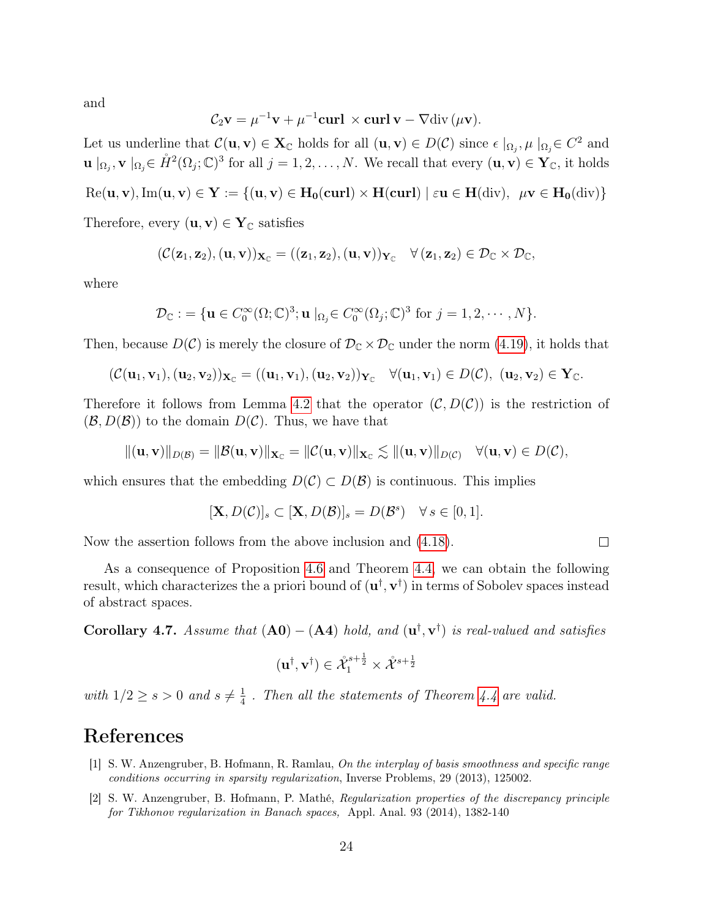and

$$\mathcal{C}_2\mathbf{v} = \mu^{-1}\mathbf{v} + \mu^{-1}\mathbf{curl}\ \times \mathbf{curl}\,\mathbf{v} - \nabla \mathrm{div}\,(\mu\mathbf{v}).$$

Let us underline that $\mathcal{C}(\mathbf{u},\mathbf{v}) \in \mathbf{X}_{\mathbb{C}}$ holds for all $(\mathbf{u},\mathbf{v}) \in D(\mathcal{C})$ since $\epsilon\mid_{\Omega_j}, \mu\mid_{\Omega_j} \in C^2$ and $\mathbf{u}\mid_{\Omega_j}, \mathbf{v}\mid_{\Omega_j} \in \mathring{H}^2(\Omega_j;\mathbb{C})^3$ for all $j = 1, 2, \ldots, N$. We recall that every $(\mathbf{u},\mathbf{v}) \in \mathbf{Y}_{\mathbb{C}}$, it holds

$$\mathrm{Re}(\mathbf{u},\mathbf{v}), \mathrm{Im}(\mathbf{u},\mathbf{v}) \in \mathbf{Y} := \{(\mathbf{u},\mathbf{v}) \in \mathbf{H_0}(\mathbf{curl}) \times \mathbf{H}(\mathbf{curl}) \mid \varepsilon\mathbf{u} \in \mathbf{H}(\mathrm{div}),\ \ \mu\mathbf{v} \in \mathbf{H_0}(\mathrm{div})\}$$

Therefore, every $(\mathbf{u},\mathbf{v}) \in \mathbf{Y}_{\mathbb{C}}$ satisfies

$$(\mathcal{C}(\mathbf{z}_1,\mathbf{z}_2), (\mathbf{u},\mathbf{v}))_{\mathbf{X}_{\mathbb{C}}} = ((\mathbf{z}_1,\mathbf{z}_2), (\mathbf{u},\mathbf{v}))_{\mathbf{Y}_{\mathbb{C}}} \quad \forall\,(\mathbf{z}_1,\mathbf{z}_2) \in \mathcal{D}_{\mathbb{C}} \times \mathcal{D}_{\mathbb{C}},$$

where

$$\mathcal{D}_{\mathbb{C}} := \{\mathbf{u} \in C_0^\infty(\Omega;\mathbb{C})^3; \mathbf{u}\mid_{\Omega_j} \in C_0^\infty(\Omega_j;\mathbb{C})^3 \text{ for } j = 1, 2, \cdots, N\}.$$

Then, because $D(\mathcal{C})$ is merely the closure of $\mathcal{D}_{\mathbb{C}} \times \mathcal{D}_{\mathbb{C}}$ under the norm (4.19), it holds that

$$(\mathcal{C}(\mathbf{u}_1,\mathbf{v}_1), (\mathbf{u}_2,\mathbf{v}_2))_{\mathbf{X}_{\mathbb{C}}} = ((\mathbf{u}_1,\mathbf{v}_1), (\mathbf{u}_2,\mathbf{v}_2))_{\mathbf{Y}_{\mathbb{C}}} \quad \forall (\mathbf{u}_1,\mathbf{v}_1) \in D(\mathcal{C}),\ (\mathbf{u}_2,\mathbf{v}_2) \in \mathbf{Y}_{\mathbb{C}}.$$

Therefore it follows from Lemma 4.2 that the operator $(\mathcal{C}, D(\mathcal{C}))$ is the restriction of $(\mathcal{B}, D(\mathcal{B}))$ to the domain $D(\mathcal{C})$. Thus, we have that

$$\|(\mathbf{u},\mathbf{v})\|_{D(\mathcal{B})} = \|\mathcal{B}(\mathbf{u},\mathbf{v})\|_{\mathbf{X}_{\mathbb{C}}} = \|\mathcal{C}(\mathbf{u},\mathbf{v})\|_{\mathbf{X}_{\mathbb{C}}} \lesssim \|(\mathbf{u},\mathbf{v})\|_{D(\mathcal{C})} \quad \forall (\mathbf{u},\mathbf{v}) \in D(\mathcal{C}),$$

which ensures that the embedding $D(\mathcal{C}) \subset D(\mathcal{B})$ is continuous. This implies

$$[\mathbf{X}, D(\mathcal{C})]_s \subset [\mathbf{X}, D(\mathcal{B})]_s = D(\mathcal{B}^s) \quad \forall\, s \in [0, 1].$$

Now the assertion follows from the above inclusion and (4.18). $\square$

As a consequence of Proposition 4.6 and Theorem 4.4, we can obtain the following result, which characterizes the a priori bound of $(\mathbf{u}^\dagger, \mathbf{v}^\dagger)$ in terms of Sobolev spaces instead of abstract spaces.

**Corollary 4.7.** *Assume that* $(\mathbf{A0}) - (\mathbf{A4})$ *hold, and* $(\mathbf{u}^\dagger, \mathbf{v}^\dagger)$ *is real-valued and satisfies*

$$(\mathbf{u}^\dagger, \mathbf{v}^\dagger) \in \mathring{\mathcal{X}}_1^{s+\frac{1}{2}} \times \mathring{\mathcal{X}}^{s+\frac{1}{2}}$$

*with* $1/2 \geq s > 0$ *and* $s \neq \frac{1}{4}$ *. Then all the statements of Theorem 4.4 are valid.*

# References

[1] S. W. Anzengruber, B. Hofmann, R. Ramlau, *On the interplay of basis smoothness and specific range conditions occurring in sparsity regularization*, Inverse Problems, 29 (2013), 125002.

[2] S. W. Anzengruber, B. Hofmann, P. Mathé, *Regularization properties of the discrepancy principle for Tikhonov regularization in Banach spaces,* Appl. Anal. 93 (2014), 1382-140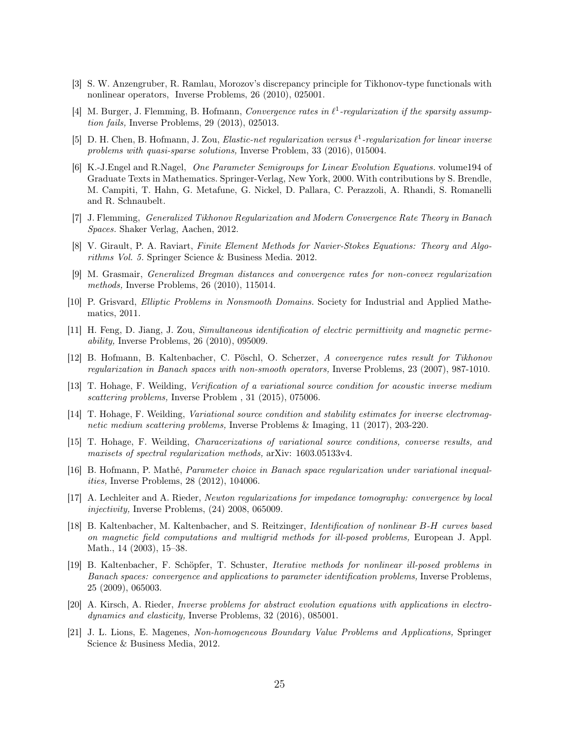[3] S. W. Anzengruber, R. Ramlau, Morozov's discrepancy principle for Tikhonov-type functionals with nonlinear operators, Inverse Problems, 26 (2010), 025001.

[4] M. Burger, J. Flemming, B. Hofmann, *Convergence rates in $\ell^1$-regularization if the sparsity assumption fails,* Inverse Problems, 29 (2013), 025013.

[5] D. H. Chen, B. Hofmann, J. Zou, *Elastic-net regularization versus $\ell^1$-regularization for linear inverse problems with quasi-sparse solutions,* Inverse Problem, 33 (2016), 015004.

[6] K.-J.Engel and R.Nagel, *One Parameter Semigroups for Linear Evolution Equations.* volume194 of Graduate Texts in Mathematics. Springer-Verlag, New York, 2000. With contributions by S. Brendle, M. Campiti, T. Hahn, G. Metafune, G. Nickel, D. Pallara, C. Perazzoli, A. Rhandi, S. Romanelli and R. Schnaubelt.

[7] J. Flemming, *Generalized Tikhonov Regularization and Modern Convergence Rate Theory in Banach Spaces.* Shaker Verlag, Aachen, 2012.

[8] V. Girault, P. A. Raviart, *Finite Element Methods for Navier-Stokes Equations: Theory and Algorithms Vol. 5.* Springer Science & Business Media. 2012.

[9] M. Grasmair, *Generalized Bregman distances and convergence rates for non-convex regularization methods,* Inverse Problems, 26 (2010), 115014.

[10] P. Grisvard, *Elliptic Problems in Nonsmooth Domains.* Society for Industrial and Applied Mathematics, 2011.

[11] H. Feng, D. Jiang, J. Zou, *Simultaneous identification of electric permittivity and magnetic permeability,* Inverse Problems, 26 (2010), 095009.

[12] B. Hofmann, B. Kaltenbacher, C. Pöschl, O. Scherzer, *A convergence rates result for Tikhonov regularization in Banach spaces with non-smooth operators,* Inverse Problems, 23 (2007), 987-1010.

[13] T. Hohage, F. Weilding, *Verification of a variational source condition for acoustic inverse medium scattering problems,* Inverse Problem , 31 (2015), 075006.

[14] T. Hohage, F. Weilding, *Variational source condition and stability estimates for inverse electromagnetic medium scattering problems,* Inverse Problems & Imaging, 11 (2017), 203-220.

[15] T. Hohage, F. Weilding, *Characerizations of variational source conditions, converse results, and maxisets of spectral regularization methods,* arXiv: 1603.05133v4.

[16] B. Hofmann, P. Mathé, *Parameter choice in Banach space regularization under variational inequalities,* Inverse Problems, 28 (2012), 104006.

[17] A. Lechleiter and A. Rieder, *Newton regularizations for impedance tomography: convergence by local injectivity,* Inverse Problems, (24) 2008, 065009.

[18] B. Kaltenbacher, M. Kaltenbacher, and S. Reitzinger, *Identification of nonlinear B-H curves based on magnetic field computations and multigrid methods for ill-posed problems,* European J. Appl. Math., 14 (2003), 15–38.

[19] B. Kaltenbacher, F. Schöpfer, T. Schuster, *Iterative methods for nonlinear ill-posed problems in Banach spaces: convergence and applications to parameter identification problems,* Inverse Problems, 25 (2009), 065003.

[20] A. Kirsch, A. Rieder, *Inverse problems for abstract evolution equations with applications in electrodynamics and elasticity,* Inverse Problems, 32 (2016), 085001.

[21] J. L. Lions, E. Magenes, *Non-homogeneous Boundary Value Problems and Applications,* Springer Science & Business Media, 2012.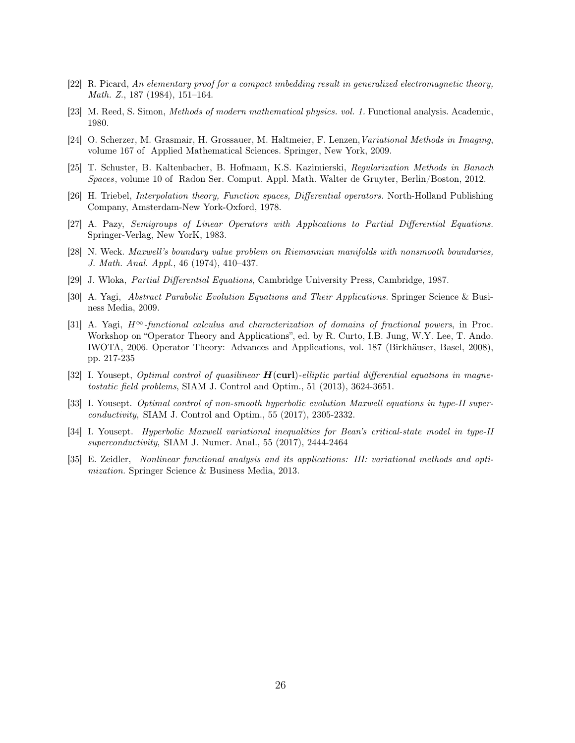[22] R. Picard, *An elementary proof for a compact imbedding result in generalized electromagnetic theory, Math. Z.*, 187 (1984), 151–164.

[23] M. Reed, S. Simon, *Methods of modern mathematical physics. vol. 1.* Functional analysis. Academic, 1980.

[24] O. Scherzer, M. Grasmair, H. Grossauer, M. Haltmeier, F. Lenzen, *Variational Methods in Imaging*, volume 167 of Applied Mathematical Sciences. Springer, New York, 2009.

[25] T. Schuster, B. Kaltenbacher, B. Hofmann, K.S. Kazimierski, *Regularization Methods in Banach Spaces*, volume 10 of Radon Ser. Comput. Appl. Math. Walter de Gruyter, Berlin/Boston, 2012.

[26] H. Triebel, *Interpolation theory, Function spaces, Differential operators.* North-Holland Publishing Company, Amsterdam-New York-Oxford, 1978.

[27] A. Pazy, *Semigroups of Linear Operators with Applications to Partial Differential Equations.* Springer-Verlag, New YorK, 1983.

[28] N. Weck. *Maxwell's boundary value problem on Riemannian manifolds with nonsmooth boundaries, J. Math. Anal. Appl.*, 46 (1974), 410–437.

[29] J. Wloka, *Partial Differential Equations*, Cambridge University Press, Cambridge, 1987.

[30] A. Yagi, *Abstract Parabolic Evolution Equations and Their Applications.* Springer Science & Business Media, 2009.

[31] A. Yagi, *$H^{\infty}$-functional calculus and characterization of domains of fractional powers*, in Proc. Workshop on "Operator Theory and Applications", ed. by R. Curto, I.B. Jung, W.Y. Lee, T. Ando. IWOTA, 2006. Operator Theory: Advances and Applications, vol. 187 (Birkhäuser, Basel, 2008), pp. 217-235

[32] I. Yousept, *Optimal control of quasilinear $\boldsymbol{H}(\mathbf{curl})$-elliptic partial differential equations in magnetostatic field problems*, SIAM J. Control and Optim., 51 (2013), 3624-3651.

[33] I. Yousept. *Optimal control of non-smooth hyperbolic evolution Maxwell equations in type-II superconductivity*, SIAM J. Control and Optim., 55 (2017), 2305-2332.

[34] I. Yousept. *Hyperbolic Maxwell variational inequalities for Bean's critical-state model in type-II superconductivity*, SIAM J. Numer. Anal., 55 (2017), 2444-2464

[35] E. Zeidler, *Nonlinear functional analysis and its applications: III: variational methods and optimization.* Springer Science & Business Media, 2013.